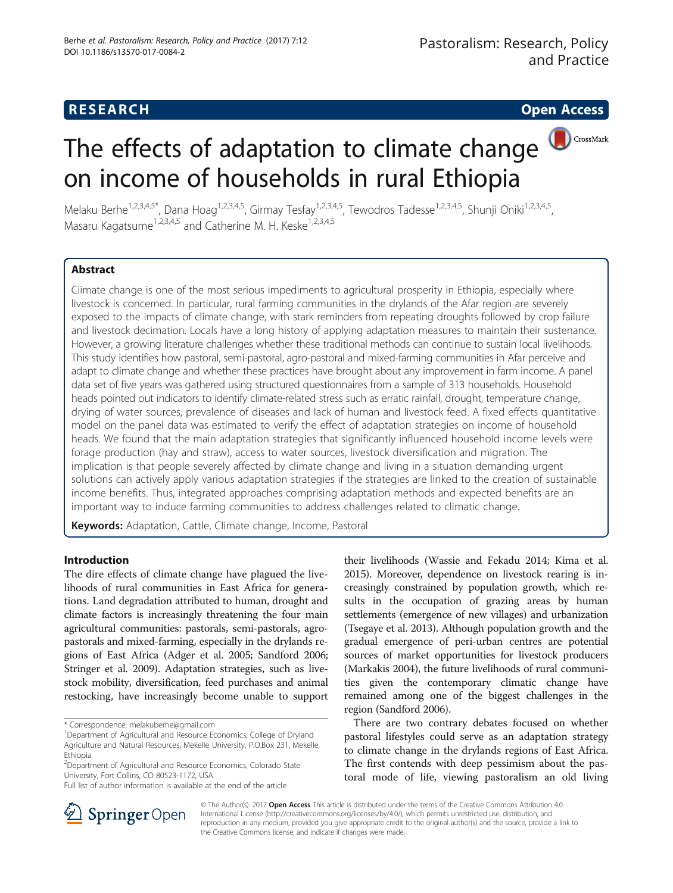**RESEARCH** **Open Access**

# The effects of adaptation to climate change on income of households in rural Ethiopia

Melaku Berhe[1,2,3,4,5*], Dana Hoag[1,2,3,4,5], Girmay Tesfay[1,2,3,4,5], Tewodros Tadesse[1,2,3,4,5], Shunji Oniki[1,2,3,4,5], Masaru Kagatsume[1,2,3,4,5] and Catherine M. H. Keske[1,2,3,4,5]

## Abstract

Climate change is one of the most serious impediments to agricultural prosperity in Ethiopia, especially where livestock is concerned. In particular, rural farming communities in the drylands of the Afar region are severely exposed to the impacts of climate change, with stark reminders from repeating droughts followed by crop failure and livestock decimation. Locals have a long history of applying adaptation measures to maintain their sustenance. However, a growing literature challenges whether these traditional methods can continue to sustain local livelihoods. This study identifies how pastoral, semi-pastoral, agro-pastoral and mixed-farming communities in Afar perceive and adapt to climate change and whether these practices have brought about any improvement in farm income. A panel data set of five years was gathered using structured questionnaires from a sample of 313 households. Household heads pointed out indicators to identify climate-related stress such as erratic rainfall, drought, temperature change, drying of water sources, prevalence of diseases and lack of human and livestock feed. A fixed effects quantitative model on the panel data was estimated to verify the effect of adaptation strategies on income of household heads. We found that the main adaptation strategies that significantly influenced household income levels were forage production (hay and straw), access to water sources, livestock diversification and migration. The implication is that people severely affected by climate change and living in a situation demanding urgent solutions can actively apply various adaptation strategies if the strategies are linked to the creation of sustainable income benefits. Thus, integrated approaches comprising adaptation methods and expected benefits are an important way to induce farming communities to address challenges related to climatic change.

**Keywords:** Adaptation, Cattle, Climate change, Income, Pastoral

## Introduction

The dire effects of climate change have plagued the livelihoods of rural communities in East Africa for generations. Land degradation attributed to human, drought and climate factors is increasingly threatening the four main agricultural communities: pastorals, semi-pastorals, agro-pastorals and mixed-farming, especially in the drylands regions of East Africa (Adger et al. 2005; Sandford 2006; Stringer et al. 2009). Adaptation strategies, such as livestock mobility, diversification, feed purchases and animal restocking, have increasingly become unable to support their livelihoods (Wassie and Fekadu 2014; Kima et al. 2015). Moreover, dependence on livestock rearing is increasingly constrained by population growth, which results in the occupation of grazing areas by human settlements (emergence of new villages) and urbanization (Tsegaye et al. 2013). Although population growth and the gradual emergence of peri-urban centres are potential sources of market opportunities for livestock producers (Markakis 2004), the future livelihoods of rural communities given the contemporary climatic change have remained among one of the biggest challenges in the region (Sandford 2006).

There are two contrary debates focused on whether pastoral lifestyles could serve as an adaptation strategy to climate change in the drylands regions of East Africa. The first contends with deep pessimism about the pastoral mode of life, viewing pastoralism an old living

\* Correspondence: melakuberhe@gmail.com
[1]Department of Agricultural and Resource Economics, College of Dryland Agriculture and Natural Resources, Mekelle University, P.O.Box 231, Mekelle, Ethiopia
[2]Department of Agricultural and Resource Economics, Colorado State University, Fort Collins, CO 80523-1172, USA
Full list of author information is available at the end of the article

© The Author(s). 2017 **Open Access** This article is distributed under the terms of the Creative Commons Attribution 4.0 International License (http://creativecommons.org/licenses/by/4.0/), which permits unrestricted use, distribution, and reproduction in any medium, provided you give appropriate credit to the original author(s) and the source, provide a link to the Creative Commons license, and indicate if changes were made.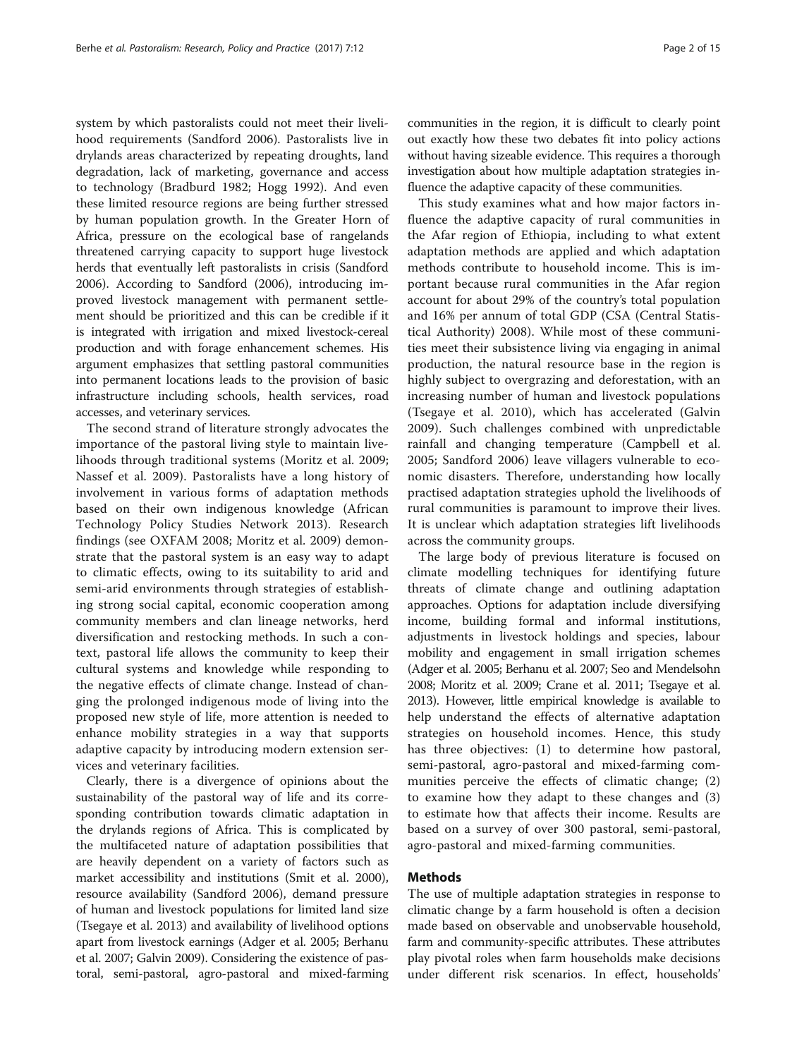system by which pastoralists could not meet their livelihood requirements (Sandford 2006). Pastoralists live in drylands areas characterized by repeating droughts, land degradation, lack of marketing, governance and access to technology (Bradburd 1982; Hogg 1992). And even these limited resource regions are being further stressed by human population growth. In the Greater Horn of Africa, pressure on the ecological base of rangelands threatened carrying capacity to support huge livestock herds that eventually left pastoralists in crisis (Sandford 2006). According to Sandford (2006), introducing improved livestock management with permanent settlement should be prioritized and this can be credible if it is integrated with irrigation and mixed livestock-cereal production and with forage enhancement schemes. His argument emphasizes that settling pastoral communities into permanent locations leads to the provision of basic infrastructure including schools, health services, road accesses, and veterinary services.

The second strand of literature strongly advocates the importance of the pastoral living style to maintain livelihoods through traditional systems (Moritz et al. 2009; Nassef et al. 2009). Pastoralists have a long history of involvement in various forms of adaptation methods based on their own indigenous knowledge (African Technology Policy Studies Network 2013). Research findings (see OXFAM 2008; Moritz et al. 2009) demonstrate that the pastoral system is an easy way to adapt to climatic effects, owing to its suitability to arid and semi-arid environments through strategies of establishing strong social capital, economic cooperation among community members and clan lineage networks, herd diversification and restocking methods. In such a context, pastoral life allows the community to keep their cultural systems and knowledge while responding to the negative effects of climate change. Instead of changing the prolonged indigenous mode of living into the proposed new style of life, more attention is needed to enhance mobility strategies in a way that supports adaptive capacity by introducing modern extension services and veterinary facilities.

Clearly, there is a divergence of opinions about the sustainability of the pastoral way of life and its corresponding contribution towards climatic adaptation in the drylands regions of Africa. This is complicated by the multifaceted nature of adaptation possibilities that are heavily dependent on a variety of factors such as market accessibility and institutions (Smit et al. 2000), resource availability (Sandford 2006), demand pressure of human and livestock populations for limited land size (Tsegaye et al. 2013) and availability of livelihood options apart from livestock earnings (Adger et al. 2005; Berhanu et al. 2007; Galvin 2009). Considering the existence of pastoral, semi-pastoral, agro-pastoral and mixed-farming communities in the region, it is difficult to clearly point out exactly how these two debates fit into policy actions without having sizeable evidence. This requires a thorough investigation about how multiple adaptation strategies influence the adaptive capacity of these communities.

This study examines what and how major factors influence the adaptive capacity of rural communities in the Afar region of Ethiopia, including to what extent adaptation methods are applied and which adaptation methods contribute to household income. This is important because rural communities in the Afar region account for about 29% of the country's total population and 16% per annum of total GDP (CSA (Central Statistical Authority) 2008). While most of these communities meet their subsistence living via engaging in animal production, the natural resource base in the region is highly subject to overgrazing and deforestation, with an increasing number of human and livestock populations (Tsegaye et al. 2010), which has accelerated (Galvin 2009). Such challenges combined with unpredictable rainfall and changing temperature (Campbell et al. 2005; Sandford 2006) leave villagers vulnerable to economic disasters. Therefore, understanding how locally practised adaptation strategies uphold the livelihoods of rural communities is paramount to improve their lives. It is unclear which adaptation strategies lift livelihoods across the community groups.

The large body of previous literature is focused on climate modelling techniques for identifying future threats of climate change and outlining adaptation approaches. Options for adaptation include diversifying income, building formal and informal institutions, adjustments in livestock holdings and species, labour mobility and engagement in small irrigation schemes (Adger et al. 2005; Berhanu et al. 2007; Seo and Mendelsohn 2008; Moritz et al. 2009; Crane et al. 2011; Tsegaye et al. 2013). However, little empirical knowledge is available to help understand the effects of alternative adaptation strategies on household incomes. Hence, this study has three objectives: (1) to determine how pastoral, semi-pastoral, agro-pastoral and mixed-farming communities perceive the effects of climatic change; (2) to examine how they adapt to these changes and (3) to estimate how that affects their income. Results are based on a survey of over 300 pastoral, semi-pastoral, agro-pastoral and mixed-farming communities.

## Methods

The use of multiple adaptation strategies in response to climatic change by a farm household is often a decision made based on observable and unobservable household, farm and community-specific attributes. These attributes play pivotal roles when farm households make decisions under different risk scenarios. In effect, households'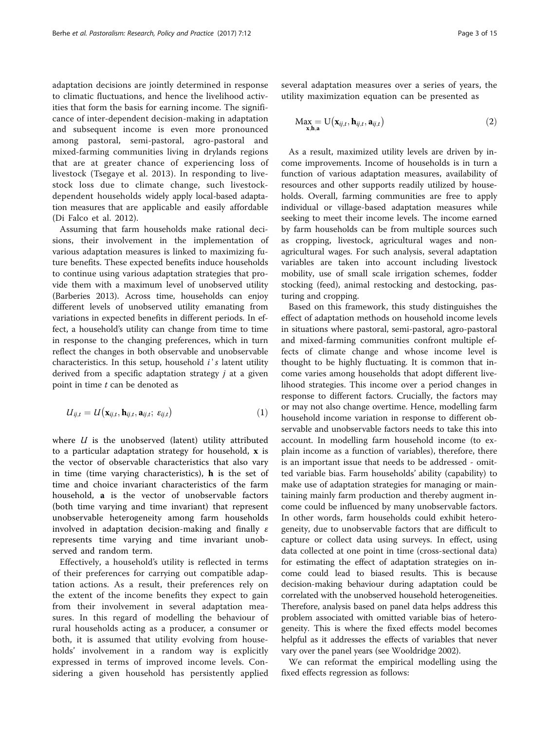adaptation decisions are jointly determined in response to climatic fluctuations, and hence the livelihood activities that form the basis for earning income. The significance of inter-dependent decision-making in adaptation and subsequent income is even more pronounced among pastoral, semi-pastoral, agro-pastoral and mixed-farming communities living in drylands regions that are at greater chance of experiencing loss of livestock (Tsegaye et al. 2013). In responding to livestock loss due to climate change, such livestock-dependent households widely apply local-based adaptation measures that are applicable and easily affordable (Di Falco et al. 2012).

Assuming that farm households make rational decisions, their involvement in the implementation of various adaptation measures is linked to maximizing future benefits. These expected benefits induce households to continue using various adaptation strategies that provide them with a maximum level of unobserved utility (Barberies 2013). Across time, households can enjoy different levels of unobserved utility emanating from variations in expected benefits in different periods. In effect, a household's utility can change from time to time in response to the changing preferences, which in turn reflect the changes in both observable and unobservable characteristics. In this setup, household $i's$ latent utility derived from a specific adaptation strategy $j$ at a given point in time $t$ can be denoted as

$$U_{ij,t} = U\left(\mathbf{x}_{ij,t}, \mathbf{h}_{ij,t}, \mathbf{a}_{ij,t};\ \varepsilon_{ij,t}\right) \tag{1}$$

where $U$ is the unobserved (latent) utility attributed to a particular adaptation strategy for household, $\mathbf{x}$ is the vector of observable characteristics that also vary in time (time varying characteristics), $\mathbf{h}$ is the set of time and choice invariant characteristics of the farm household, $\mathbf{a}$ is the vector of unobservable factors (both time varying and time invariant) that represent unobservable heterogeneity among farm households involved in adaptation decision-making and finally $\varepsilon$ represents time varying and time invariant unobserved and random term.

Effectively, a household's utility is reflected in terms of their preferences for carrying out compatible adaptation actions. As a result, their preferences rely on the extent of the income benefits they expect to gain from their involvement in several adaptation measures. In this regard of modelling the behaviour of rural households acting as a producer, a consumer or both, it is assumed that utility evolving from households' involvement in a random way is explicitly expressed in terms of improved income levels. Considering a given household has persistently applied several adaptation measures over a series of years, the utility maximization equation can be presented as

$$\underset{\mathbf{x},\mathbf{h},\mathbf{a}}{\text{Max}} = \mathrm{U}\left(\mathbf{x}_{ij,t}, \mathbf{h}_{ij,t}, \mathbf{a}_{ij,t}\right) \tag{2}$$

As a result, maximized utility levels are driven by income improvements. Income of households is in turn a function of various adaptation measures, availability of resources and other supports readily utilized by households. Overall, farming communities are free to apply individual or village-based adaptation measures while seeking to meet their income levels. The income earned by farm households can be from multiple sources such as cropping, livestock, agricultural wages and non-agricultural wages. For such analysis, several adaptation variables are taken into account including livestock mobility, use of small scale irrigation schemes, fodder stocking (feed), animal restocking and destocking, pasturing and cropping.

Based on this framework, this study distinguishes the effect of adaptation methods on household income levels in situations where pastoral, semi-pastoral, agro-pastoral and mixed-farming communities confront multiple effects of climate change and whose income level is thought to be highly fluctuating. It is common that income varies among households that adopt different livelihood strategies. This income over a period changes in response to different factors. Crucially, the factors may or may not also change overtime. Hence, modelling farm household income variation in response to different observable and unobservable factors needs to take this into account. In modelling farm household income (to explain income as a function of variables), therefore, there is an important issue that needs to be addressed - omitted variable bias. Farm households' ability (capability) to make use of adaptation strategies for managing or maintaining mainly farm production and thereby augment income could be influenced by many unobservable factors. In other words, farm households could exhibit heterogeneity, due to unobservable factors that are difficult to capture or collect data using surveys. In effect, using data collected at one point in time (cross-sectional data) for estimating the effect of adaptation strategies on income could lead to biased results. This is because decision-making behaviour during adaptation could be correlated with the unobserved household heterogeneities. Therefore, analysis based on panel data helps address this problem associated with omitted variable bias of heterogeneity. This is where the fixed effects model becomes helpful as it addresses the effects of variables that never vary over the panel years (see Wooldridge 2002).

We can reformat the empirical modelling using the fixed effects regression as follows: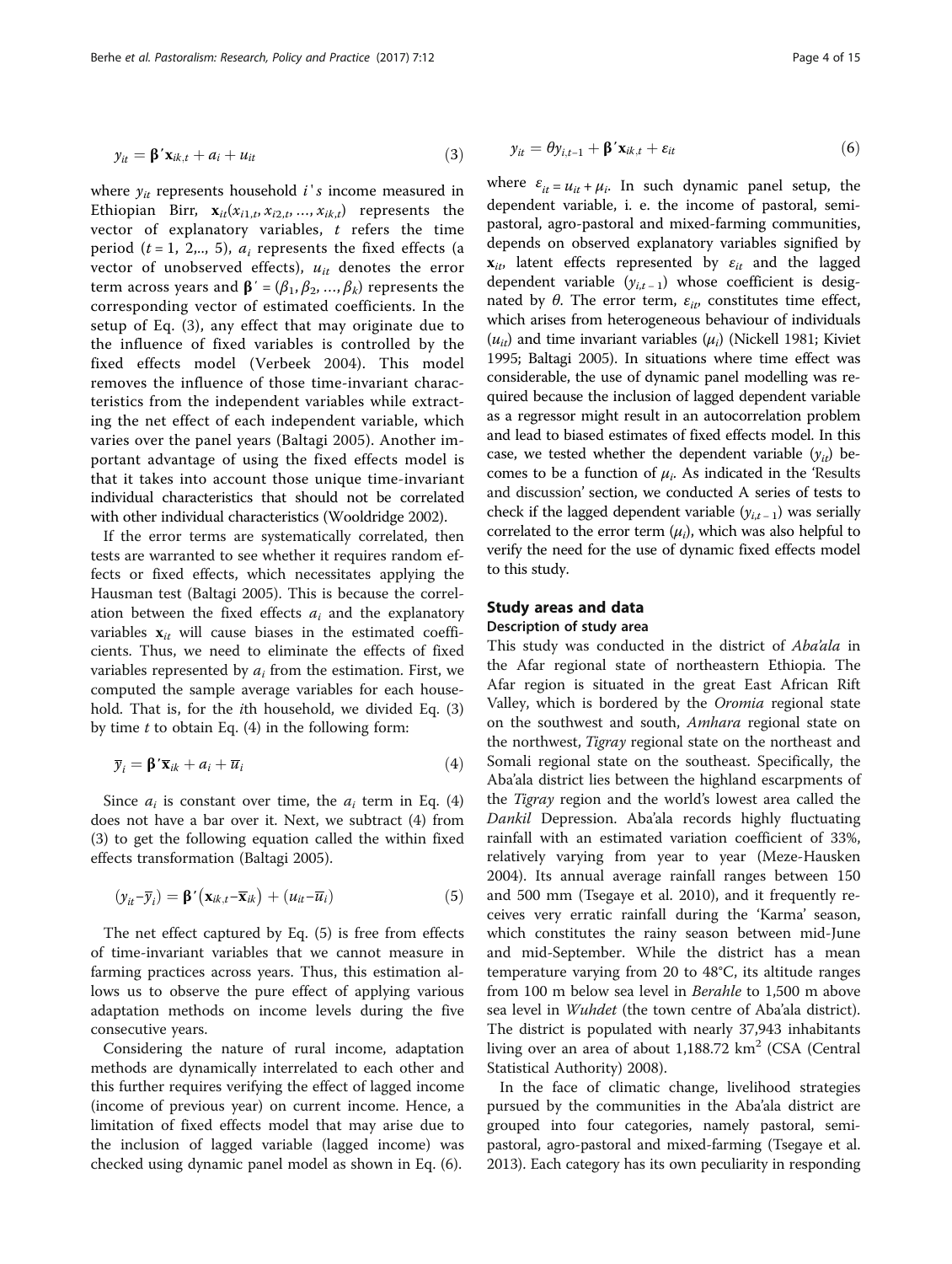$$y_{it} = \boldsymbol{\beta}'\mathbf{x}_{ik,t} + a_i + u_{it} \tag{3}$$

where $y_{it}$ represents household $i$'s income measured in Ethiopian Birr, $\mathbf{x}_{it}(x_{i1,t}, x_{i2,t}, \ldots, x_{ik,t})$ represents the vector of explanatory variables, $t$ refers the time period ($t = 1, 2, \ldots, 5$), $a_i$ represents the fixed effects (a vector of unobserved effects), $u_{it}$ denotes the error term across years and $\boldsymbol{\beta}' = (\beta_1, \beta_2, \ldots, \beta_k)$ represents the corresponding vector of estimated coefficients. In the setup of Eq. (3), any effect that may originate due to the influence of fixed variables is controlled by the fixed effects model (Verbeek 2004). This model removes the influence of those time-invariant characteristics from the independent variables while extracting the net effect of each independent variable, which varies over the panel years (Baltagi 2005). Another important advantage of using the fixed effects model is that it takes into account those unique time-invariant individual characteristics that should not be correlated with other individual characteristics (Wooldridge 2002).

If the error terms are systematically correlated, then tests are warranted to see whether it requires random effects or fixed effects, which necessitates applying the Hausman test (Baltagi 2005). This is because the correlation between the fixed effects $a_i$ and the explanatory variables $\mathbf{x}_{it}$ will cause biases in the estimated coefficients. Thus, we need to eliminate the effects of fixed variables represented by $a_i$ from the estimation. First, we computed the sample average variables for each household. That is, for the $i$th household, we divided Eq. (3) by time $t$ to obtain Eq. (4) in the following form:

$$\overline{y}_i = \boldsymbol{\beta}'\overline{\mathbf{x}}_{ik} + a_i + \overline{u}_i \tag{4}$$

Since $a_i$ is constant over time, the $a_i$ term in Eq. (4) does not have a bar over it. Next, we subtract (4) from (3) to get the following equation called the within fixed effects transformation (Baltagi 2005).

$$\left(y_{it} - \overline{y}_i\right) = \boldsymbol{\beta}'\left(\mathbf{x}_{ik,t} - \overline{\mathbf{x}}_{ik}\right) + \left(u_{it} - \overline{u}_i\right) \tag{5}$$

The net effect captured by Eq. (5) is free from effects of time-invariant variables that we cannot measure in farming practices across years. Thus, this estimation allows us to observe the pure effect of applying various adaptation methods on income levels during the five consecutive years.

Considering the nature of rural income, adaptation methods are dynamically interrelated to each other and this further requires verifying the effect of lagged income (income of previous year) on current income. Hence, a limitation of fixed effects model that may arise due to the inclusion of lagged variable (lagged income) was checked using dynamic panel model as shown in Eq. (6).

$$y_{it} = \theta y_{i,t-1} + \boldsymbol{\beta}'\mathbf{x}_{ik,t} + \varepsilon_{it} \tag{6}$$

where $\varepsilon_{it} = u_{it} + \mu_i$. In such dynamic panel setup, the dependent variable, i. e. the income of pastoral, semi-pastoral, agro-pastoral and mixed-farming communities, depends on observed explanatory variables signified by $\mathbf{x}_{it}$, latent effects represented by $\varepsilon_{it}$ and the lagged dependent variable ($y_{i,t-1}$) whose coefficient is designated by $\theta$. The error term, $\varepsilon_{it}$, constitutes time effect, which arises from heterogeneous behaviour of individuals ($u_{it}$) and time invariant variables ($\mu_i$) (Nickell 1981; Kiviet 1995; Baltagi 2005). In situations where time effect was considerable, the use of dynamic panel modelling was required because the inclusion of lagged dependent variable as a regressor might result in an autocorrelation problem and lead to biased estimates of fixed effects model. In this case, we tested whether the dependent variable ($y_{it}$) becomes to be a function of $\mu_i$. As indicated in the 'Results and discussion' section, we conducted A series of tests to check if the lagged dependent variable ($y_{i,t-1}$) was serially correlated to the error term ($\mu_i$), which was also helpful to verify the need for the use of dynamic fixed effects model to this study.

## Study areas and data

### Description of study area

This study was conducted in the district of *Aba'ala* in the Afar regional state of northeastern Ethiopia. The Afar region is situated in the great East African Rift Valley, which is bordered by the *Oromia* regional state on the southwest and south, *Amhara* regional state on the northwest, *Tigray* regional state on the northeast and Somali regional state on the southeast. Specifically, the Aba'ala district lies between the highland escarpments of the *Tigray* region and the world's lowest area called the *Dankil* Depression. Aba'ala records highly fluctuating rainfall with an estimated variation coefficient of 33%, relatively varying from year to year (Meze-Hausken 2004). Its annual average rainfall ranges between 150 and 500 mm (Tsegaye et al. 2010), and it frequently receives very erratic rainfall during the 'Karma' season, which constitutes the rainy season between mid-June and mid-September. While the district has a mean temperature varying from 20 to 48°C, its altitude ranges from 100 m below sea level in *Berahle* to 1,500 m above sea level in *Wuhdet* (the town centre of Aba'ala district). The district is populated with nearly 37,943 inhabitants living over an area of about 1,188.72 km$^2$ (CSA (Central Statistical Authority) 2008).

In the face of climatic change, livelihood strategies pursued by the communities in the Aba'ala district are grouped into four categories, namely pastoral, semi-pastoral, agro-pastoral and mixed-farming (Tsegaye et al. 2013). Each category has its own peculiarity in responding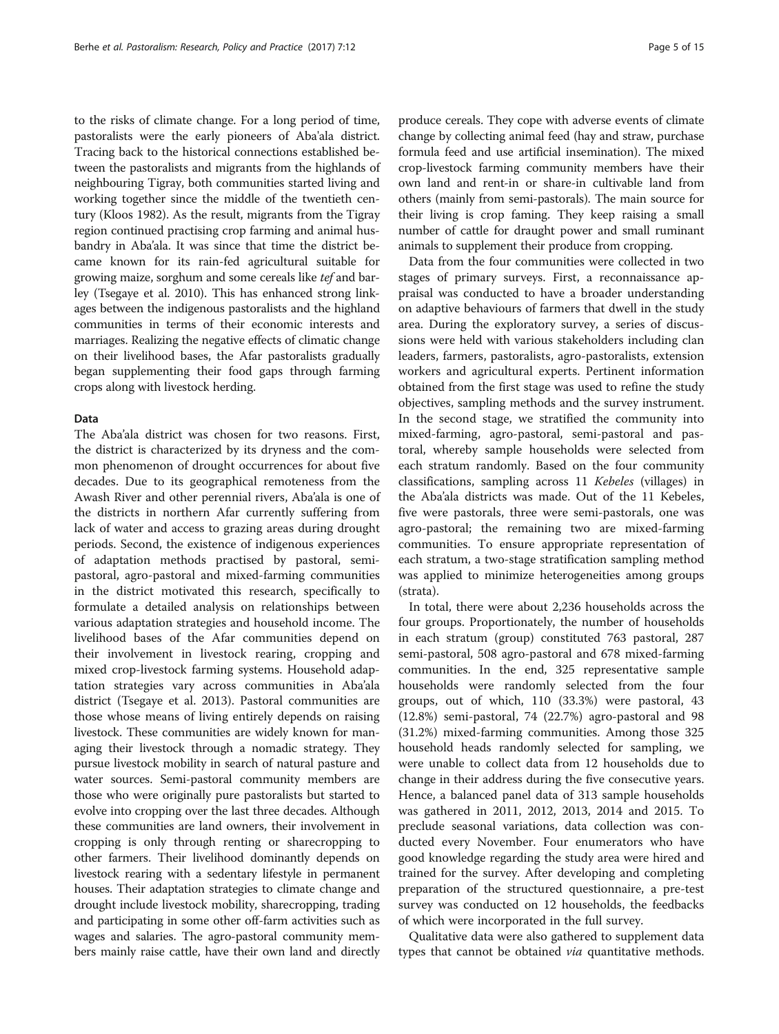to the risks of climate change. For a long period of time, pastoralists were the early pioneers of Aba'ala district. Tracing back to the historical connections established between the pastoralists and migrants from the highlands of neighbouring Tigray, both communities started living and working together since the middle of the twentieth century (Kloos 1982). As the result, migrants from the Tigray region continued practising crop farming and animal husbandry in Aba'ala. It was since that time the district became known for its rain-fed agricultural suitable for growing maize, sorghum and some cereals like *tef* and barley (Tsegaye et al. 2010). This has enhanced strong linkages between the indigenous pastoralists and the highland communities in terms of their economic interests and marriages. Realizing the negative effects of climatic change on their livelihood bases, the Afar pastoralists gradually began supplementing their food gaps through farming crops along with livestock herding.

## Data

The Aba'ala district was chosen for two reasons. First, the district is characterized by its dryness and the common phenomenon of drought occurrences for about five decades. Due to its geographical remoteness from the Awash River and other perennial rivers, Aba'ala is one of the districts in northern Afar currently suffering from lack of water and access to grazing areas during drought periods. Second, the existence of indigenous experiences of adaptation methods practised by pastoral, semi-pastoral, agro-pastoral and mixed-farming communities in the district motivated this research, specifically to formulate a detailed analysis on relationships between various adaptation strategies and household income. The livelihood bases of the Afar communities depend on their involvement in livestock rearing, cropping and mixed crop-livestock farming systems. Household adaptation strategies vary across communities in Aba'ala district (Tsegaye et al. 2013). Pastoral communities are those whose means of living entirely depends on raising livestock. These communities are widely known for managing their livestock through a nomadic strategy. They pursue livestock mobility in search of natural pasture and water sources. Semi-pastoral community members are those who were originally pure pastoralists but started to evolve into cropping over the last three decades. Although these communities are land owners, their involvement in cropping is only through renting or sharecropping to other farmers. Their livelihood dominantly depends on livestock rearing with a sedentary lifestyle in permanent houses. Their adaptation strategies to climate change and drought include livestock mobility, sharecropping, trading and participating in some other off-farm activities such as wages and salaries. The agro-pastoral community members mainly raise cattle, have their own land and directly produce cereals. They cope with adverse events of climate change by collecting animal feed (hay and straw, purchase formula feed and use artificial insemination). The mixed crop-livestock farming community members have their own land and rent-in or share-in cultivable land from others (mainly from semi-pastorals). The main source for their living is crop faming. They keep raising a small number of cattle for draught power and small ruminant animals to supplement their produce from cropping.

Data from the four communities were collected in two stages of primary surveys. First, a reconnaissance appraisal was conducted to have a broader understanding on adaptive behaviours of farmers that dwell in the study area. During the exploratory survey, a series of discussions were held with various stakeholders including clan leaders, farmers, pastoralists, agro-pastoralists, extension workers and agricultural experts. Pertinent information obtained from the first stage was used to refine the study objectives, sampling methods and the survey instrument. In the second stage, we stratified the community into mixed-farming, agro-pastoral, semi-pastoral and pastoral, whereby sample households were selected from each stratum randomly. Based on the four community classifications, sampling across 11 *Kebeles* (villages) in the Aba'ala districts was made. Out of the 11 Kebeles, five were pastorals, three were semi-pastorals, one was agro-pastoral; the remaining two are mixed-farming communities. To ensure appropriate representation of each stratum, a two-stage stratification sampling method was applied to minimize heterogeneities among groups (strata).

In total, there were about 2,236 households across the four groups. Proportionately, the number of households in each stratum (group) constituted 763 pastoral, 287 semi-pastoral, 508 agro-pastoral and 678 mixed-farming communities. In the end, 325 representative sample households were randomly selected from the four groups, out of which, 110 (33.3%) were pastoral, 43 (12.8%) semi-pastoral, 74 (22.7%) agro-pastoral and 98 (31.2%) mixed-farming communities. Among those 325 household heads randomly selected for sampling, we were unable to collect data from 12 households due to change in their address during the five consecutive years. Hence, a balanced panel data of 313 sample households was gathered in 2011, 2012, 2013, 2014 and 2015. To preclude seasonal variations, data collection was conducted every November. Four enumerators who have good knowledge regarding the study area were hired and trained for the survey. After developing and completing preparation of the structured questionnaire, a pre-test survey was conducted on 12 households, the feedbacks of which were incorporated in the full survey.

Qualitative data were also gathered to supplement data types that cannot be obtained *via* quantitative methods.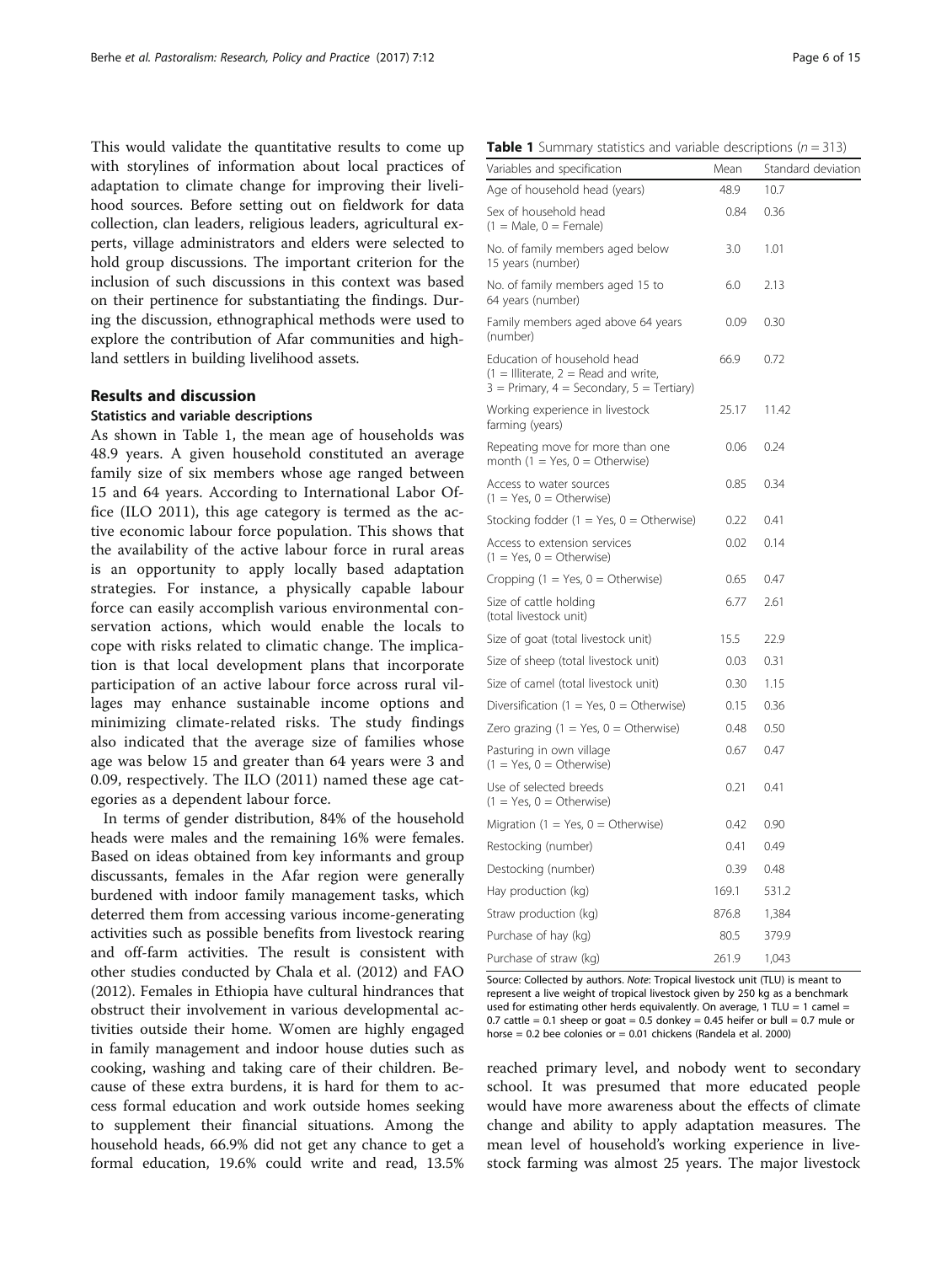This would validate the quantitative results to come up with storylines of information about local practices of adaptation to climate change for improving their livelihood sources. Before setting out on fieldwork for data collection, clan leaders, religious leaders, agricultural experts, village administrators and elders were selected to hold group discussions. The important criterion for the inclusion of such discussions in this context was based on their pertinence for substantiating the findings. During the discussion, ethnographical methods were used to explore the contribution of Afar communities and highland settlers in building livelihood assets.

## Results and discussion

### Statistics and variable descriptions

As shown in Table 1, the mean age of households was 48.9 years. A given household constituted an average family size of six members whose age ranged between 15 and 64 years. According to International Labor Office (ILO 2011), this age category is termed as the active economic labour force population. This shows that the availability of the active labour force in rural areas is an opportunity to apply locally based adaptation strategies. For instance, a physically capable labour force can easily accomplish various environmental conservation actions, which would enable the locals to cope with risks related to climatic change. The implication is that local development plans that incorporate participation of an active labour force across rural villages may enhance sustainable income options and minimizing climate-related risks. The study findings also indicated that the average size of families whose age was below 15 and greater than 64 years were 3 and 0.09, respectively. The ILO (2011) named these age categories as a dependent labour force.

In terms of gender distribution, 84% of the household heads were males and the remaining 16% were females. Based on ideas obtained from key informants and group discussants, females in the Afar region were generally burdened with indoor family management tasks, which deterred them from accessing various income-generating activities such as possible benefits from livestock rearing and off-farm activities. The result is consistent with other studies conducted by Chala et al. (2012) and FAO (2012). Females in Ethiopia have cultural hindrances that obstruct their involvement in various developmental activities outside their home. Women are highly engaged in family management and indoor house duties such as cooking, washing and taking care of their children. Because of these extra burdens, it is hard for them to access formal education and work outside homes seeking to supplement their financial situations. Among the household heads, 66.9% did not get any chance to get a formal education, 19.6% could write and read, 13.5% reached primary level, and nobody went to secondary school. It was presumed that more educated people would have more awareness about the effects of climate change and ability to apply adaptation measures. The mean level of household's working experience in livestock farming was almost 25 years. The major livestock

**Table 1** Summary statistics and variable descriptions ($n = 313$)

| Variables and specification | Mean | Standard deviation |
|---|---|---|
| Age of household head (years) | 48.9 | 10.7 |
| Sex of household head (1 = Male, 0 = Female) | 0.84 | 0.36 |
| No. of family members aged below 15 years (number) | 3.0 | 1.01 |
| No. of family members aged 15 to 64 years (number) | 6.0 | 2.13 |
| Family members aged above 64 years (number) | 0.09 | 0.30 |
| Education of household head (1 = Illiterate, 2 = Read and write, 3 = Primary, 4 = Secondary, 5 = Tertiary) | 66.9 | 0.72 |
| Working experience in livestock farming (years) | 25.17 | 11.42 |
| Repeating move for more than one month (1 = Yes, 0 = Otherwise) | 0.06 | 0.24 |
| Access to water sources (1 = Yes, 0 = Otherwise) | 0.85 | 0.34 |
| Stocking fodder (1 = Yes, 0 = Otherwise) | 0.22 | 0.41 |
| Access to extension services (1 = Yes, 0 = Otherwise) | 0.02 | 0.14 |
| Cropping (1 = Yes, 0 = Otherwise) | 0.65 | 0.47 |
| Size of cattle holding (total livestock unit) | 6.77 | 2.61 |
| Size of goat (total livestock unit) | 15.5 | 22.9 |
| Size of sheep (total livestock unit) | 0.03 | 0.31 |
| Size of camel (total livestock unit) | 0.30 | 1.15 |
| Diversification (1 = Yes, 0 = Otherwise) | 0.15 | 0.36 |
| Zero grazing (1 = Yes, 0 = Otherwise) | 0.48 | 0.50 |
| Pasturing in own village (1 = Yes, 0 = Otherwise) | 0.67 | 0.47 |
| Use of selected breeds (1 = Yes, 0 = Otherwise) | 0.21 | 0.41 |
| Migration (1 = Yes, 0 = Otherwise) | 0.42 | 0.90 |
| Restocking (number) | 0.41 | 0.49 |
| Destocking (number) | 0.39 | 0.48 |
| Hay production (kg) | 169.1 | 531.2 |
| Straw production (kg) | 876.8 | 1,384 |
| Purchase of hay (kg) | 80.5 | 379.9 |
| Purchase of straw (kg) | 261.9 | 1,043 |

Source: Collected by authors. *Note*: Tropical livestock unit (TLU) is meant to represent a live weight of tropical livestock given by 250 kg as a benchmark used for estimating other herds equivalently. On average, 1 TLU = 1 camel = 0.7 cattle = 0.1 sheep or goat = 0.5 donkey = 0.45 heifer or bull = 0.7 mule or horse = 0.2 bee colonies or = 0.01 chickens (Randela et al. 2000)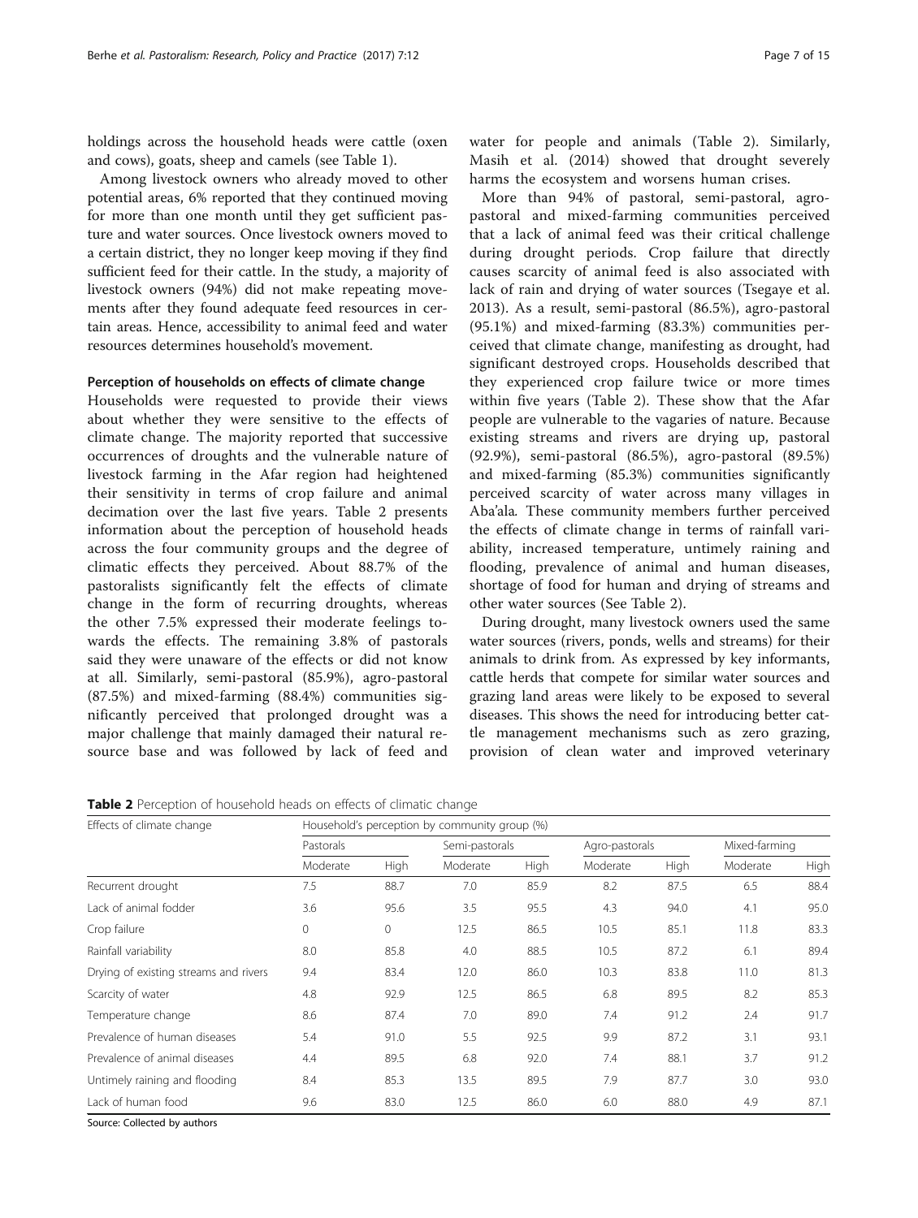holdings across the household heads were cattle (oxen and cows), goats, sheep and camels (see Table 1).

Among livestock owners who already moved to other potential areas, 6% reported that they continued moving for more than one month until they get sufficient pasture and water sources. Once livestock owners moved to a certain district, they no longer keep moving if they find sufficient feed for their cattle. In the study, a majority of livestock owners (94%) did not make repeating movements after they found adequate feed resources in certain areas. Hence, accessibility to animal feed and water resources determines household's movement.

#### Perception of households on effects of climate change

Households were requested to provide their views about whether they were sensitive to the effects of climate change. The majority reported that successive occurrences of droughts and the vulnerable nature of livestock farming in the Afar region had heightened their sensitivity in terms of crop failure and animal decimation over the last five years. Table 2 presents information about the perception of household heads across the four community groups and the degree of climatic effects they perceived. About 88.7% of the pastoralists significantly felt the effects of climate change in the form of recurring droughts, whereas the other 7.5% expressed their moderate feelings towards the effects. The remaining 3.8% of pastorals said they were unaware of the effects or did not know at all. Similarly, semi-pastoral (85.9%), agro-pastoral (87.5%) and mixed-farming (88.4%) communities significantly perceived that prolonged drought was a major challenge that mainly damaged their natural resource base and was followed by lack of feed and water for people and animals (Table 2). Similarly, Masih et al. (2014) showed that drought severely harms the ecosystem and worsens human crises.

More than 94% of pastoral, semi-pastoral, agro-pastoral and mixed-farming communities perceived that a lack of animal feed was their critical challenge during drought periods. Crop failure that directly causes scarcity of animal feed is also associated with lack of rain and drying of water sources (Tsegaye et al. 2013). As a result, semi-pastoral (86.5%), agro-pastoral (95.1%) and mixed-farming (83.3%) communities perceived that climate change, manifesting as drought, had significant destroyed crops. Households described that they experienced crop failure twice or more times within five years (Table 2). These show that the Afar people are vulnerable to the vagaries of nature. Because existing streams and rivers are drying up, pastoral (92.9%), semi-pastoral (86.5%), agro-pastoral (89.5%) and mixed-farming (85.3%) communities significantly perceived scarcity of water across many villages in Aba'ala. These community members further perceived the effects of climate change in terms of rainfall variability, increased temperature, untimely raining and flooding, prevalence of animal and human diseases, shortage of food for human and drying of streams and other water sources (See Table 2).

During drought, many livestock owners used the same water sources (rivers, ponds, wells and streams) for their animals to drink from. As expressed by key informants, cattle herds that compete for similar water sources and grazing land areas were likely to be exposed to several diseases. This shows the need for introducing better cattle management mechanisms such as zero grazing, provision of clean water and improved veterinary

**Table 2** Perception of household heads on effects of climatic change

| Effects of climate change | Household's perception by community group (%) | | | | | | | |
|---|---|---|---|---|---|---|---|---|
| | Pastorals | | Semi-pastorals | | Agro-pastorals | | Mixed-farming | |
| | Moderate | High | Moderate | High | Moderate | High | Moderate | High |
| Recurrent drought | 7.5 | 88.7 | 7.0 | 85.9 | 8.2 | 87.5 | 6.5 | 88.4 |
| Lack of animal fodder | 3.6 | 95.6 | 3.5 | 95.5 | 4.3 | 94.0 | 4.1 | 95.0 |
| Crop failure | 0 | 0 | 12.5 | 86.5 | 10.5 | 85.1 | 11.8 | 83.3 |
| Rainfall variability | 8.0 | 85.8 | 4.0 | 88.5 | 10.5 | 87.2 | 6.1 | 89.4 |
| Drying of existing streams and rivers | 9.4 | 83.4 | 12.0 | 86.0 | 10.3 | 83.8 | 11.0 | 81.3 |
| Scarcity of water | 4.8 | 92.9 | 12.5 | 86.5 | 6.8 | 89.5 | 8.2 | 85.3 |
| Temperature change | 8.6 | 87.4 | 7.0 | 89.0 | 7.4 | 91.2 | 2.4 | 91.7 |
| Prevalence of human diseases | 5.4 | 91.0 | 5.5 | 92.5 | 9.9 | 87.2 | 3.1 | 93.1 |
| Prevalence of animal diseases | 4.4 | 89.5 | 6.8 | 92.0 | 7.4 | 88.1 | 3.7 | 91.2 |
| Untimely raining and flooding | 8.4 | 85.3 | 13.5 | 89.5 | 7.9 | 87.7 | 3.0 | 93.0 |
| Lack of human food | 9.6 | 83.0 | 12.5 | 86.0 | 6.0 | 88.0 | 4.9 | 87.1 |

Source: Collected by authors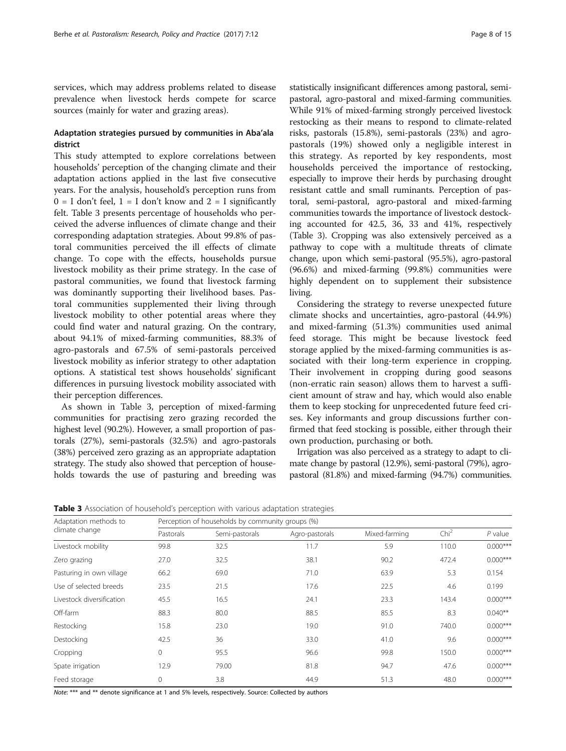services, which may address problems related to disease prevalence when livestock herds compete for scarce sources (mainly for water and grazing areas).

## Adaptation strategies pursued by communities in Aba'ala district

This study attempted to explore correlations between households' perception of the changing climate and their adaptation actions applied in the last five consecutive years. For the analysis, household's perception runs from 0 = I don't feel, 1 = I don't know and 2 = I significantly felt. Table 3 presents percentage of households who perceived the adverse influences of climate change and their corresponding adaptation strategies. About 99.8% of pastoral communities perceived the ill effects of climate change. To cope with the effects, households pursue livestock mobility as their prime strategy. In the case of pastoral communities, we found that livestock farming was dominantly supporting their livelihood bases. Pastoral communities supplemented their living through livestock mobility to other potential areas where they could find water and natural grazing. On the contrary, about 94.1% of mixed-farming communities, 88.3% of agro-pastorals and 67.5% of semi-pastorals perceived livestock mobility as inferior strategy to other adaptation options. A statistical test shows households' significant differences in pursuing livestock mobility associated with their perception differences.

As shown in Table 3, perception of mixed-farming communities for practising zero grazing recorded the highest level (90.2%). However, a small proportion of pastorals (27%), semi-pastorals (32.5%) and agro-pastorals (38%) perceived zero grazing as an appropriate adaptation strategy. The study also showed that perception of households towards the use of pasturing and breeding was statistically insignificant differences among pastoral, semi-pastoral, agro-pastoral and mixed-farming communities. While 91% of mixed-farming strongly perceived livestock restocking as their means to respond to climate-related risks, pastorals (15.8%), semi-pastorals (23%) and agro-pastorals (19%) showed only a negligible interest in this strategy. As reported by key respondents, most households perceived the importance of restocking, especially to improve their herds by purchasing drought resistant cattle and small ruminants. Perception of pastoral, semi-pastoral, agro-pastoral and mixed-farming communities towards the importance of livestock destocking accounted for 42.5, 36, 33 and 41%, respectively (Table 3). Cropping was also extensively perceived as a pathway to cope with a multitude threats of climate change, upon which semi-pastoral (95.5%), agro-pastoral (96.6%) and mixed-farming (99.8%) communities were highly dependent on to supplement their subsistence living.

Considering the strategy to reverse unexpected future climate shocks and uncertainties, agro-pastoral (44.9%) and mixed-farming (51.3%) communities used animal feed storage. This might be because livestock feed storage applied by the mixed-farming communities is associated with their long-term experience in cropping. Their involvement in cropping during good seasons (non-erratic rain season) allows them to harvest a sufficient amount of straw and hay, which would also enable them to keep stocking for unprecedented future feed crises. Key informants and group discussions further confirmed that feed stocking is possible, either through their own production, purchasing or both.

Irrigation was also perceived as a strategy to adapt to climate change by pastoral (12.9%), semi-pastoral (79%), agro-pastoral (81.8%) and mixed-farming (94.7%) communities.

**Table 3** Association of household's perception with various adaptation strategies

| Adaptation methods to climate change | Perception of households by community groups (%) | | | | | |
|---|---|---|---|---|---|---|
| | Pastorals | Semi-pastorals | Agro-pastorals | Mixed-farming | $Chi^2$ | *P* value |
| Livestock mobility | 99.8 | 32.5 | 11.7 | 5.9 | 110.0 | 0.000*** |
| Zero grazing | 27.0 | 32.5 | 38.1 | 90.2 | 472.4 | 0.000*** |
| Pasturing in own village | 66.2 | 69.0 | 71.0 | 63.9 | 5.3 | 0.154 |
| Use of selected breeds | 23.5 | 21.5 | 17.6 | 22.5 | 4.6 | 0.199 |
| Livestock diversification | 45.5 | 16.5 | 24.1 | 23.3 | 143.4 | 0.000*** |
| Off-farm | 88.3 | 80.0 | 88.5 | 85.5 | 8.3 | 0.040** |
| Restocking | 15.8 | 23.0 | 19.0 | 91.0 | 740.0 | 0.000*** |
| Destocking | 42.5 | 36 | 33.0 | 41.0 | 9.6 | 0.000*** |
| Cropping | 0 | 95.5 | 96.6 | 99.8 | 150.0 | 0.000*** |
| Spate irrigation | 12.9 | 79.00 | 81.8 | 94.7 | 47.6 | 0.000*** |
| Feed storage | 0 | 3.8 | 44.9 | 51.3 | 48.0 | 0.000*** |

*Note*: *** and ** denote significance at 1 and 5% levels, respectively. Source: Collected by authors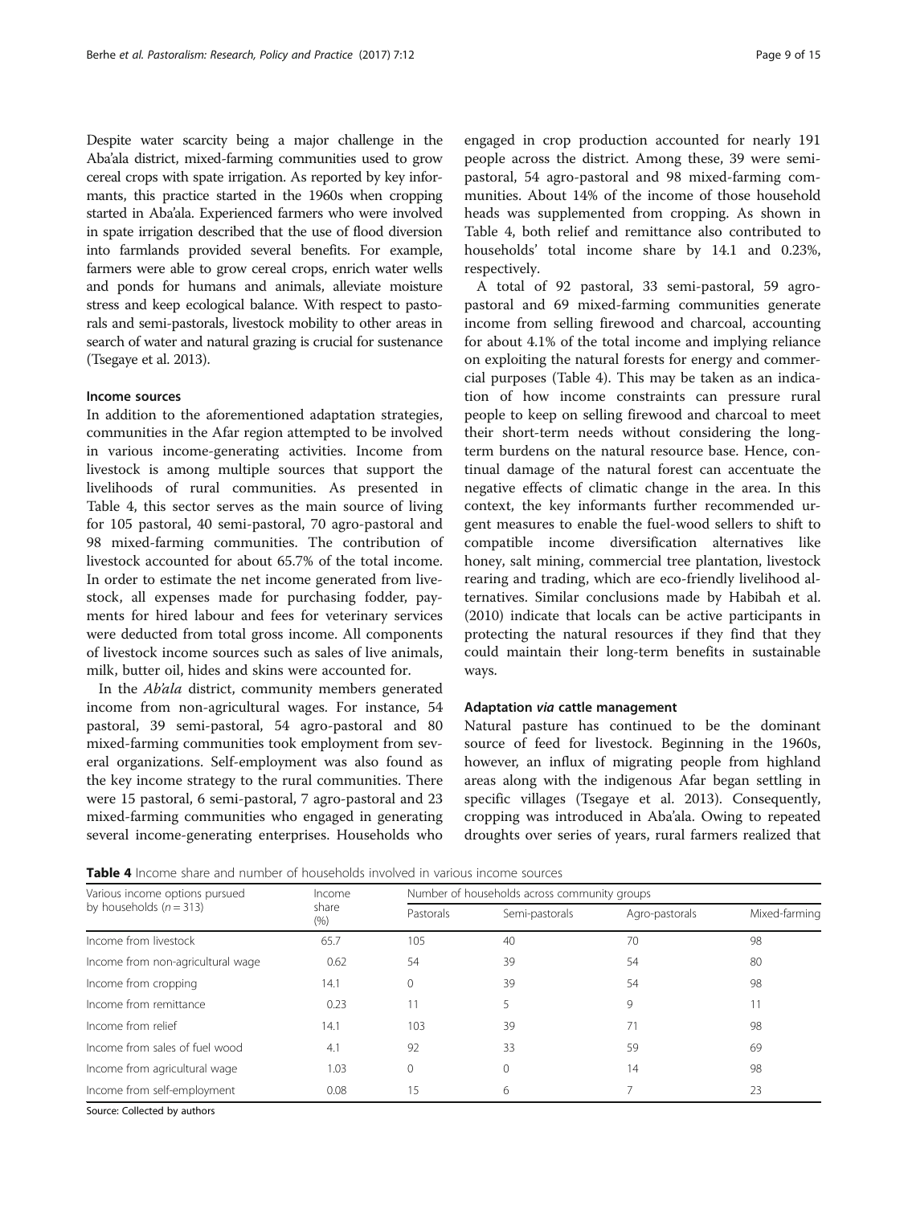Despite water scarcity being a major challenge in the Aba'ala district, mixed-farming communities used to grow cereal crops with spate irrigation. As reported by key informants, this practice started in the 1960s when cropping started in Aba'ala. Experienced farmers who were involved in spate irrigation described that the use of flood diversion into farmlands provided several benefits. For example, farmers were able to grow cereal crops, enrich water wells and ponds for humans and animals, alleviate moisture stress and keep ecological balance. With respect to pastorals and semi-pastorals, livestock mobility to other areas in search of water and natural grazing is crucial for sustenance (Tsegaye et al. 2013).

### Income sources

In addition to the aforementioned adaptation strategies, communities in the Afar region attempted to be involved in various income-generating activities. Income from livestock is among multiple sources that support the livelihoods of rural communities. As presented in Table 4, this sector serves as the main source of living for 105 pastoral, 40 semi-pastoral, 70 agro-pastoral and 98 mixed-farming communities. The contribution of livestock accounted for about 65.7% of the total income. In order to estimate the net income generated from livestock, all expenses made for purchasing fodder, payments for hired labour and fees for veterinary services were deducted from total gross income. All components of livestock income sources such as sales of live animals, milk, butter oil, hides and skins were accounted for.

In the *Ab'ala* district, community members generated income from non-agricultural wages. For instance, 54 pastoral, 39 semi-pastoral, 54 agro-pastoral and 80 mixed-farming communities took employment from several organizations. Self-employment was also found as the key income strategy to the rural communities. There were 15 pastoral, 6 semi-pastoral, 7 agro-pastoral and 23 mixed-farming communities who engaged in generating several income-generating enterprises. Households who engaged in crop production accounted for nearly 191 people across the district. Among these, 39 were semi-pastoral, 54 agro-pastoral and 98 mixed-farming communities. About 14% of the income of those household heads was supplemented from cropping. As shown in Table 4, both relief and remittance also contributed to households' total income share by 14.1 and 0.23%, respectively.

A total of 92 pastoral, 33 semi-pastoral, 59 agro-pastoral and 69 mixed-farming communities generate income from selling firewood and charcoal, accounting for about 4.1% of the total income and implying reliance on exploiting the natural forests for energy and commercial purposes (Table 4). This may be taken as an indication of how income constraints can pressure rural people to keep on selling firewood and charcoal to meet their short-term needs without considering the long-term burdens on the natural resource base. Hence, continual damage of the natural forest can accentuate the negative effects of climatic change in the area. In this context, the key informants further recommended urgent measures to enable the fuel-wood sellers to shift to compatible income diversification alternatives like honey, salt mining, commercial tree plantation, livestock rearing and trading, which are eco-friendly livelihood alternatives. Similar conclusions made by Habibah et al. (2010) indicate that locals can be active participants in protecting the natural resources if they find that they could maintain their long-term benefits in sustainable ways.

### Adaptation *via* cattle management

Natural pasture has continued to be the dominant source of feed for livestock. Beginning in the 1960s, however, an influx of migrating people from highland areas along with the indigenous Afar began settling in specific villages (Tsegaye et al. 2013). Consequently, cropping was introduced in Aba'ala. Owing to repeated droughts over series of years, rural farmers realized that

**Table 4** Income share and number of households involved in various income sources

| Various income options pursued by households ($n = 313$) | Income share (%) | Number of households across community groups | | | |
|---|---|---|---|---|---|
| | | Pastorals | Semi-pastorals | Agro-pastorals | Mixed-farming |
| Income from livestock | 65.7 | 105 | 40 | 70 | 98 |
| Income from non-agricultural wage | 0.62 | 54 | 39 | 54 | 80 |
| Income from cropping | 14.1 | 0 | 39 | 54 | 98 |
| Income from remittance | 0.23 | 11 | 5 | 9 | 11 |
| Income from relief | 14.1 | 103 | 39 | 71 | 98 |
| Income from sales of fuel wood | 4.1 | 92 | 33 | 59 | 69 |
| Income from agricultural wage | 1.03 | 0 | 0 | 14 | 98 |
| Income from self-employment | 0.08 | 15 | 6 | 7 | 23 |

Source: Collected by authors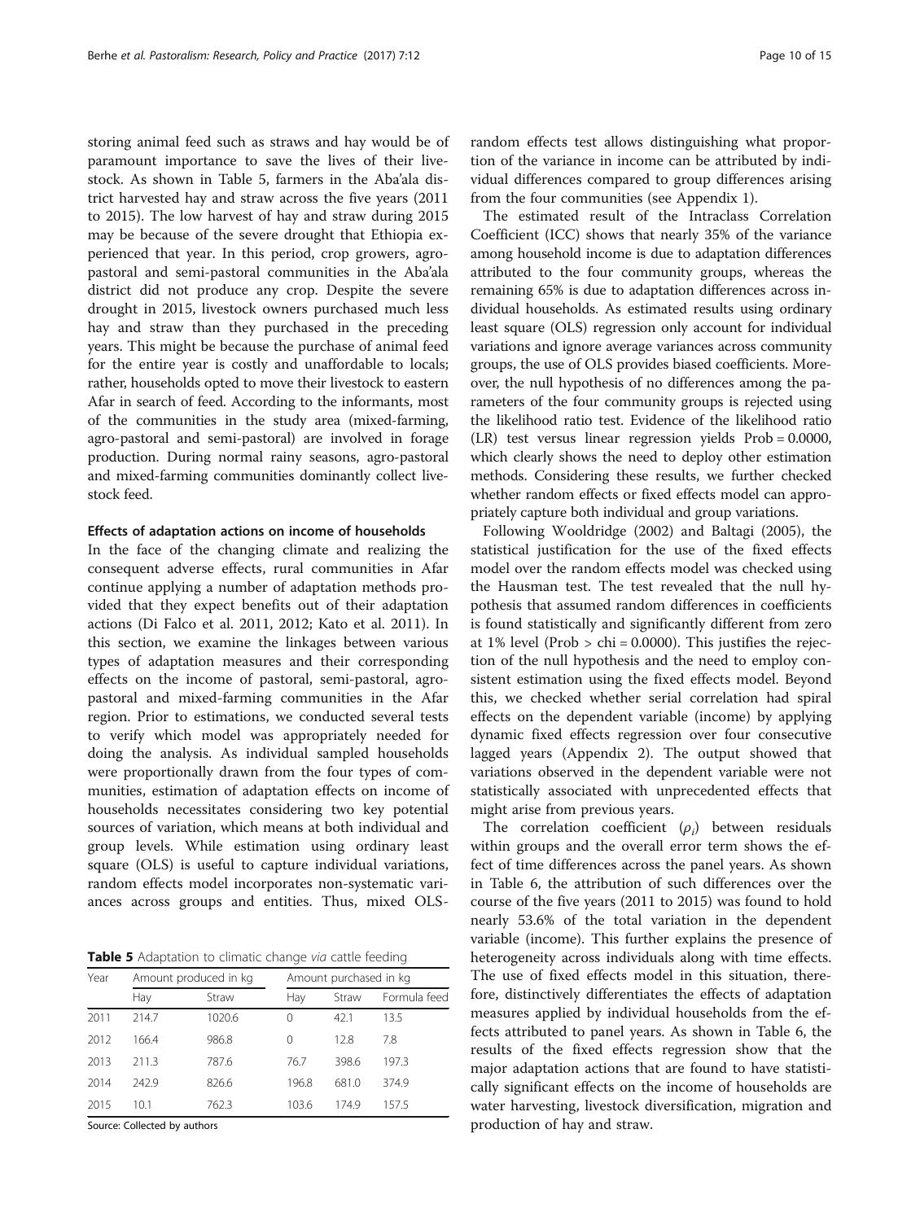storing animal feed such as straws and hay would be of paramount importance to save the lives of their livestock. As shown in Table 5, farmers in the Aba'ala district harvested hay and straw across the five years (2011 to 2015). The low harvest of hay and straw during 2015 may be because of the severe drought that Ethiopia experienced that year. In this period, crop growers, agro-pastoral and semi-pastoral communities in the Aba'ala district did not produce any crop. Despite the severe drought in 2015, livestock owners purchased much less hay and straw than they purchased in the preceding years. This might be because the purchase of animal feed for the entire year is costly and unaffordable to locals; rather, households opted to move their livestock to eastern Afar in search of feed. According to the informants, most of the communities in the study area (mixed-farming, agro-pastoral and semi-pastoral) are involved in forage production. During normal rainy seasons, agro-pastoral and mixed-farming communities dominantly collect livestock feed.

**Table 5** Adaptation to climatic change *via* cattle feeding

| Year | Amount produced in kg | | Amount purchased in kg | | |
|---|---|---|---|---|---|
| | Hay | Straw | Hay | Straw | Formula feed |
| 2011 | 214.7 | 1020.6 | 0 | 42.1 | 13.5 |
| 2012 | 166.4 | 986.8 | 0 | 12.8 | 7.8 |
| 2013 | 211.3 | 787.6 | 76.7 | 398.6 | 197.3 |
| 2014 | 242.9 | 826.6 | 196.8 | 681.0 | 374.9 |
| 2015 | 10.1 | 762.3 | 103.6 | 174.9 | 157.5 |

Source: Collected by authors

### Effects of adaptation actions on income of households

In the face of the changing climate and realizing the consequent adverse effects, rural communities in Afar continue applying a number of adaptation methods provided that they expect benefits out of their adaptation actions (Di Falco et al. 2011, 2012; Kato et al. 2011). In this section, we examine the linkages between various types of adaptation measures and their corresponding effects on the income of pastoral, semi-pastoral, agro-pastoral and mixed-farming communities in the Afar region. Prior to estimations, we conducted several tests to verify which model was appropriately needed for doing the analysis. As individual sampled households were proportionally drawn from the four types of communities, estimation of adaptation effects on income of households necessitates considering two key potential sources of variation, which means at both individual and group levels. While estimation using ordinary least square (OLS) is useful to capture individual variations, random effects model incorporates non-systematic variances across groups and entities. Thus, mixed OLS-random effects test allows distinguishing what proportion of the variance in income can be attributed by individual differences compared to group differences arising from the four communities (see Appendix 1).

The estimated result of the Intraclass Correlation Coefficient (ICC) shows that nearly 35% of the variance among household income is due to adaptation differences attributed to the four community groups, whereas the remaining 65% is due to adaptation differences across individual households. As estimated results using ordinary least square (OLS) regression only account for individual variations and ignore average variances across community groups, the use of OLS provides biased coefficients. Moreover, the null hypothesis of no differences among the parameters of the four community groups is rejected using the likelihood ratio test. Evidence of the likelihood ratio (LR) test versus linear regression yields Prob = 0.0000, which clearly shows the need to deploy other estimation methods. Considering these results, we further checked whether random effects or fixed effects model can appropriately capture both individual and group variations.

Following Wooldridge (2002) and Baltagi (2005), the statistical justification for the use of the fixed effects model over the random effects model was checked using the Hausman test. The test revealed that the null hypothesis that assumed random differences in coefficients is found statistically and significantly different from zero at 1% level (Prob > chi = 0.0000). This justifies the rejection of the null hypothesis and the need to employ consistent estimation using the fixed effects model. Beyond this, we checked whether serial correlation had spiral effects on the dependent variable (income) by applying dynamic fixed effects regression over four consecutive lagged years (Appendix 2). The output showed that variations observed in the dependent variable were not statistically associated with unprecedented effects that might arise from previous years.

The correlation coefficient ($\rho_i$) between residuals within groups and the overall error term shows the effect of time differences across the panel years. As shown in Table 6, the attribution of such differences over the course of the five years (2011 to 2015) was found to hold nearly 53.6% of the total variation in the dependent variable (income). This further explains the presence of heterogeneity across individuals along with time effects. The use of fixed effects model in this situation, therefore, distinctively differentiates the effects of adaptation measures applied by individual households from the effects attributed to panel years. As shown in Table 6, the results of the fixed effects regression show that the major adaptation actions that are found to have statistically significant effects on the income of households are water harvesting, livestock diversification, migration and production of hay and straw.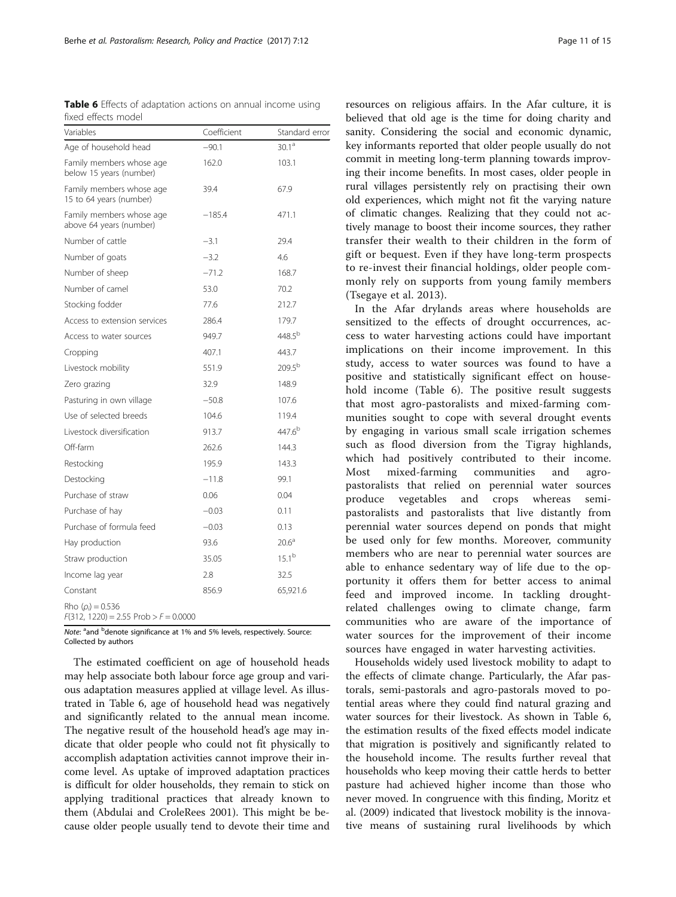**Table 6** Effects of adaptation actions on annual income using fixed effects model

| Variables | Coefficient | Standard error |
| --- | --- | --- |
| Age of household head | −90.1 | 30.1[a] |
| Family members whose age below 15 years (number) | 162.0 | 103.1 |
| Family members whose age 15 to 64 years (number) | 39.4 | 67.9 |
| Family members whose age above 64 years (number) | −185.4 | 471.1 |
| Number of cattle | −3.1 | 29.4 |
| Number of goats | −3.2 | 4.6 |
| Number of sheep | −71.2 | 168.7 |
| Number of camel | 53.0 | 70.2 |
| Stocking fodder | 77.6 | 212.7 |
| Access to extension services | 286.4 | 179.7 |
| Access to water sources | 949.7 | 448.5[b] |
| Cropping | 407.1 | 443.7 |
| Livestock mobility | 551.9 | 209.5[b] |
| Zero grazing | 32.9 | 148.9 |
| Pasturing in own village | −50.8 | 107.6 |
| Use of selected breeds | 104.6 | 119.4 |
| Livestock diversification | 913.7 | 447.6[b] |
| Off-farm | 262.6 | 144.3 |
| Restocking | 195.9 | 143.3 |
| Destocking | −11.8 | 99.1 |
| Purchase of straw | 0.06 | 0.04 |
| Purchase of hay | −0.03 | 0.11 |
| Purchase of formula feed | −0.03 | 0.13 |
| Hay production | 93.6 | 20.6[a] |
| Straw production | 35.05 | 15.1[b] |
| Income lag year | 2.8 | 32.5 |
| Constant | 856.9 | 65,921.6 |

Rho ($\rho_i$) = 0.536
$F(312, 1220) = 2.55$ Prob > $F = 0.0000$

*Note*: [a]and [b]denote significance at 1% and 5% levels, respectively. Source: Collected by authors

The estimated coefficient on age of household heads may help associate both labour force age group and various adaptation measures applied at village level. As illustrated in Table 6, age of household head was negatively and significantly related to the annual mean income. The negative result of the household head's age may indicate that older people who could not fit physically to accomplish adaptation activities cannot improve their income level. As uptake of improved adaptation practices is difficult for older households, they remain to stick on applying traditional practices that already known to them (Abdulai and CroleRees 2001). This might be because older people usually tend to devote their time and resources on religious affairs. In the Afar culture, it is believed that old age is the time for doing charity and sanity. Considering the social and economic dynamic, key informants reported that older people usually do not commit in meeting long-term planning towards improving their income benefits. In most cases, older people in rural villages persistently rely on practising their own old experiences, which might not fit the varying nature of climatic changes. Realizing that they could not actively manage to boost their income sources, they rather transfer their wealth to their children in the form of gift or bequest. Even if they have long-term prospects to re-invest their financial holdings, older people commonly rely on supports from young family members (Tsegaye et al. 2013).

In the Afar drylands areas where households are sensitized to the effects of drought occurrences, access to water harvesting actions could have important implications on their income improvement. In this study, access to water sources was found to have a positive and statistically significant effect on household income (Table 6). The positive result suggests that most agro-pastoralists and mixed-farming communities sought to cope with several drought events by engaging in various small scale irrigation schemes such as flood diversion from the Tigray highlands, which had positively contributed to their income. Most mixed-farming communities and agro-pastoralists that relied on perennial water sources produce vegetables and crops whereas semi-pastoralists and pastoralists that live distantly from perennial water sources depend on ponds that might be used only for few months. Moreover, community members who are near to perennial water sources are able to enhance sedentary way of life due to the opportunity it offers them for better access to animal feed and improved income. In tackling drought-related challenges owing to climate change, farm communities who are aware of the importance of water sources for the improvement of their income sources have engaged in water harvesting activities.

Households widely used livestock mobility to adapt to the effects of climate change. Particularly, the Afar pastorals, semi-pastorals and agro-pastorals moved to potential areas where they could find natural grazing and water sources for their livestock. As shown in Table 6, the estimation results of the fixed effects model indicate that migration is positively and significantly related to the household income. The results further reveal that households who keep moving their cattle herds to better pasture had achieved higher income than those who never moved. In congruence with this finding, Moritz et al. (2009) indicated that livestock mobility is the innovative means of sustaining rural livelihoods by which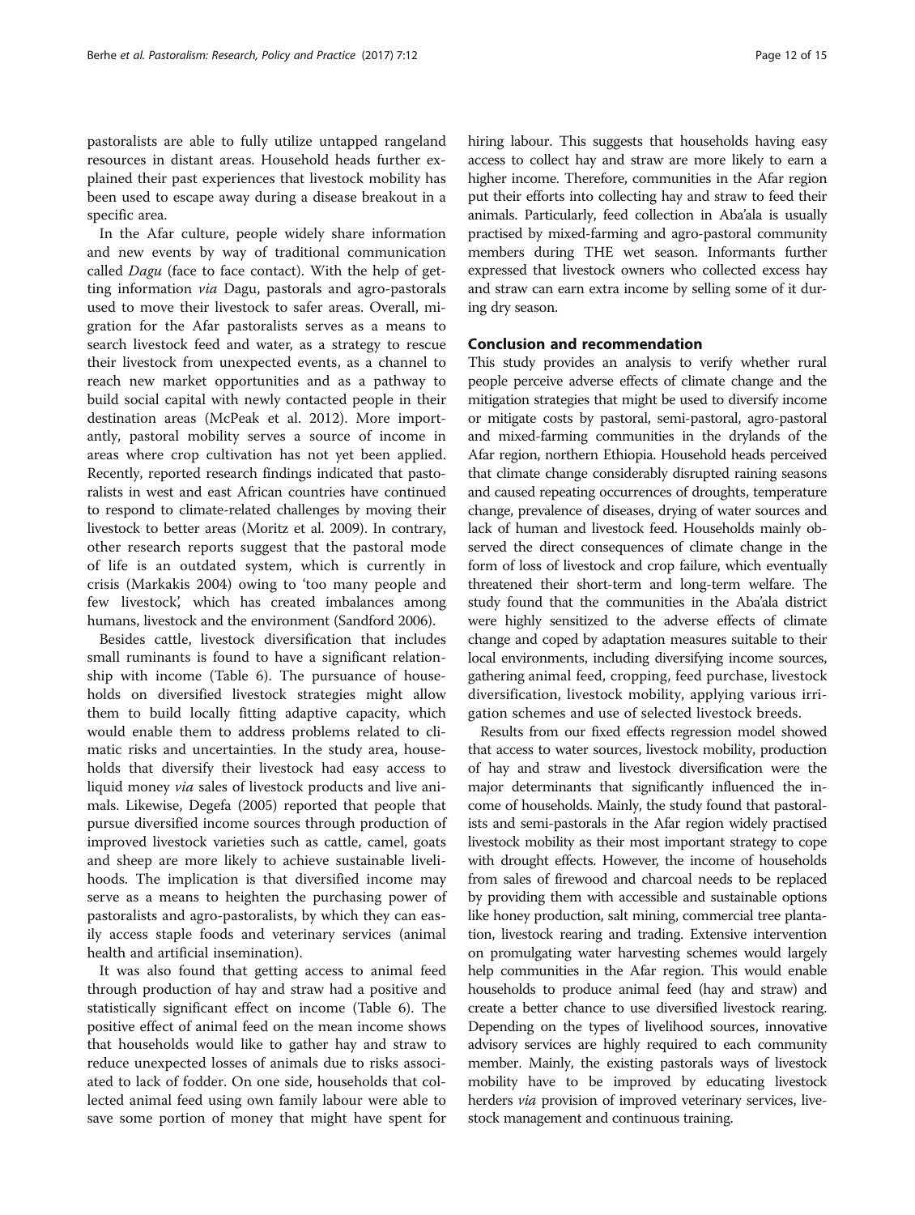pastoralists are able to fully utilize untapped rangeland resources in distant areas. Household heads further explained their past experiences that livestock mobility has been used to escape away during a disease breakout in a specific area.

In the Afar culture, people widely share information and new events by way of traditional communication called *Dagu* (face to face contact). With the help of getting information *via* Dagu, pastorals and agro-pastorals used to move their livestock to safer areas. Overall, migration for the Afar pastoralists serves as a means to search livestock feed and water, as a strategy to rescue their livestock from unexpected events, as a channel to reach new market opportunities and as a pathway to build social capital with newly contacted people in their destination areas (McPeak et al. 2012). More importantly, pastoral mobility serves a source of income in areas where crop cultivation has not yet been applied. Recently, reported research findings indicated that pastoralists in west and east African countries have continued to respond to climate-related challenges by moving their livestock to better areas (Moritz et al. 2009). In contrary, other research reports suggest that the pastoral mode of life is an outdated system, which is currently in crisis (Markakis 2004) owing to 'too many people and few livestock', which has created imbalances among humans, livestock and the environment (Sandford 2006).

Besides cattle, livestock diversification that includes small ruminants is found to have a significant relationship with income (Table 6). The pursuance of households on diversified livestock strategies might allow them to build locally fitting adaptive capacity, which would enable them to address problems related to climatic risks and uncertainties. In the study area, households that diversify their livestock had easy access to liquid money *via* sales of livestock products and live animals. Likewise, Degefa (2005) reported that people that pursue diversified income sources through production of improved livestock varieties such as cattle, camel, goats and sheep are more likely to achieve sustainable livelihoods. The implication is that diversified income may serve as a means to heighten the purchasing power of pastoralists and agro-pastoralists, by which they can easily access staple foods and veterinary services (animal health and artificial insemination).

It was also found that getting access to animal feed through production of hay and straw had a positive and statistically significant effect on income (Table 6). The positive effect of animal feed on the mean income shows that households would like to gather hay and straw to reduce unexpected losses of animals due to risks associated to lack of fodder. On one side, households that collected animal feed using own family labour were able to save some portion of money that might have spent for hiring labour. This suggests that households having easy access to collect hay and straw are more likely to earn a higher income. Therefore, communities in the Afar region put their efforts into collecting hay and straw to feed their animals. Particularly, feed collection in Aba'ala is usually practised by mixed-farming and agro-pastoral community members during THE wet season. Informants further expressed that livestock owners who collected excess hay and straw can earn extra income by selling some of it during dry season.

## Conclusion and recommendation

This study provides an analysis to verify whether rural people perceive adverse effects of climate change and the mitigation strategies that might be used to diversify income or mitigate costs by pastoral, semi-pastoral, agro-pastoral and mixed-farming communities in the drylands of the Afar region, northern Ethiopia. Household heads perceived that climate change considerably disrupted raining seasons and caused repeating occurrences of droughts, temperature change, prevalence of diseases, drying of water sources and lack of human and livestock feed. Households mainly observed the direct consequences of climate change in the form of loss of livestock and crop failure, which eventually threatened their short-term and long-term welfare. The study found that the communities in the Aba'ala district were highly sensitized to the adverse effects of climate change and coped by adaptation measures suitable to their local environments, including diversifying income sources, gathering animal feed, cropping, feed purchase, livestock diversification, livestock mobility, applying various irrigation schemes and use of selected livestock breeds.

Results from our fixed effects regression model showed that access to water sources, livestock mobility, production of hay and straw and livestock diversification were the major determinants that significantly influenced the income of households. Mainly, the study found that pastoralists and semi-pastorals in the Afar region widely practised livestock mobility as their most important strategy to cope with drought effects. However, the income of households from sales of firewood and charcoal needs to be replaced by providing them with accessible and sustainable options like honey production, salt mining, commercial tree plantation, livestock rearing and trading. Extensive intervention on promulgating water harvesting schemes would largely help communities in the Afar region. This would enable households to produce animal feed (hay and straw) and create a better chance to use diversified livestock rearing. Depending on the types of livelihood sources, innovative advisory services are highly required to each community member. Mainly, the existing pastorals ways of livestock mobility have to be improved by educating livestock herders *via* provision of improved veterinary services, livestock management and continuous training.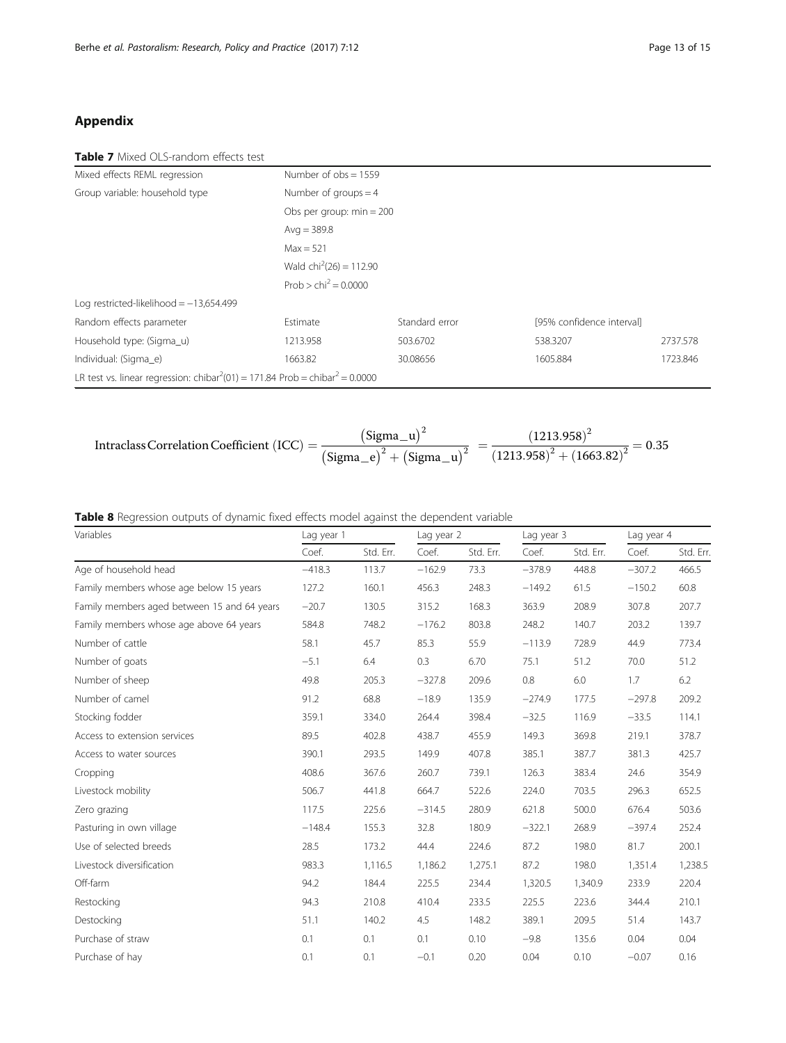## Appendix

**Table 7** Mixed OLS-random effects test

| | | | | |
|---|---|---|---|---|
| Mixed effects REML regression | Number of obs = 1559 | | | |
| Group variable: household type | Number of groups = 4 | | | |
| | Obs per group: min = 200 | | | |
| | Avg = 389.8 | | | |
| | Max = 521 | | | |
| | Wald $chi^2(26) = 112.90$ | | | |
| | Prob > $chi^2 = 0.0000$ | | | |
| Log restricted-likelihood = −13,654.499 | | | | |
| Random effects parameter | Estimate | Standard error | [95% confidence interval] | |
| Household type: (Sigma_u) | 1213.958 | 503.6702 | 538.3207 | 2737.578 |
| Individual: (Sigma_e) | 1663.82 | 30.08656 | 1605.884 | 1723.846 |
| LR test vs. linear regression: $chibar^2(01) = 171.84$ Prob = $chibar^2 = 0.0000$ | | | | |

$$\text{Intraclass Correlation Coefficient (ICC)} = \frac{(\text{Sigma\_u})^2}{(\text{Sigma\_e})^2 + (\text{Sigma\_u})^2} = \frac{(1213.958)^2}{(1213.958)^2 + (1663.82)^2} = 0.35$$

**Table 8** Regression outputs of dynamic fixed effects model against the dependent variable

| Variables | Lag year 1 | | Lag year 2 | | Lag year 3 | | Lag year 4 | |
|---|---|---|---|---|---|---|---|---|
| | Coef. | Std. Err. | Coef. | Std. Err. | Coef. | Std. Err. | Coef. | Std. Err. |
| Age of household head | −418.3 | 113.7 | −162.9 | 73.3 | −378.9 | 448.8 | −307.2 | 466.5 |
| Family members whose age below 15 years | 127.2 | 160.1 | 456.3 | 248.3 | −149.2 | 61.5 | −150.2 | 60.8 |
| Family members aged between 15 and 64 years | −20.7 | 130.5 | 315.2 | 168.3 | 363.9 | 208.9 | 307.8 | 207.7 |
| Family members whose age above 64 years | 584.8 | 748.2 | −176.2 | 803.8 | 248.2 | 140.7 | 203.2 | 139.7 |
| Number of cattle | 58.1 | 45.7 | 85.3 | 55.9 | −113.9 | 728.9 | 44.9 | 773.4 |
| Number of goats | −5.1 | 6.4 | 0.3 | 6.70 | 75.1 | 51.2 | 70.0 | 51.2 |
| Number of sheep | 49.8 | 205.3 | −327.8 | 209.6 | 0.8 | 6.0 | 1.7 | 6.2 |
| Number of camel | 91.2 | 68.8 | −18.9 | 135.9 | −274.9 | 177.5 | −297.8 | 209.2 |
| Stocking fodder | 359.1 | 334.0 | 264.4 | 398.4 | −32.5 | 116.9 | −33.5 | 114.1 |
| Access to extension services | 89.5 | 402.8 | 438.7 | 455.9 | 149.3 | 369.8 | 219.1 | 378.7 |
| Access to water sources | 390.1 | 293.5 | 149.9 | 407.8 | 385.1 | 387.7 | 381.3 | 425.7 |
| Cropping | 408.6 | 367.6 | 260.7 | 739.1 | 126.3 | 383.4 | 24.6 | 354.9 |
| Livestock mobility | 506.7 | 441.8 | 664.7 | 522.6 | 224.0 | 703.5 | 296.3 | 652.5 |
| Zero grazing | 117.5 | 225.6 | −314.5 | 280.9 | 621.8 | 500.0 | 676.4 | 503.6 |
| Pasturing in own village | −148.4 | 155.3 | 32.8 | 180.9 | −322.1 | 268.9 | −397.4 | 252.4 |
| Use of selected breeds | 28.5 | 173.2 | 44.4 | 224.6 | 87.2 | 198.0 | 81.7 | 200.1 |
| Livestock diversification | 983.3 | 1,116.5 | 1,186.2 | 1,275.1 | 87.2 | 198.0 | 1,351.4 | 1,238.5 |
| Off-farm | 94.2 | 184.4 | 225.5 | 234.4 | 1,320.5 | 1,340.9 | 233.9 | 220.4 |
| Restocking | 94.3 | 210.8 | 410.4 | 233.5 | 225.5 | 223.6 | 344.4 | 210.1 |
| Destocking | 51.1 | 140.2 | 4.5 | 148.2 | 389.1 | 209.5 | 51.4 | 143.7 |
| Purchase of straw | 0.1 | 0.1 | 0.1 | 0.10 | −9.8 | 135.6 | 0.04 | 0.04 |
| Purchase of hay | 0.1 | 0.1 | −0.1 | 0.20 | 0.04 | 0.10 | −0.07 | 0.16 |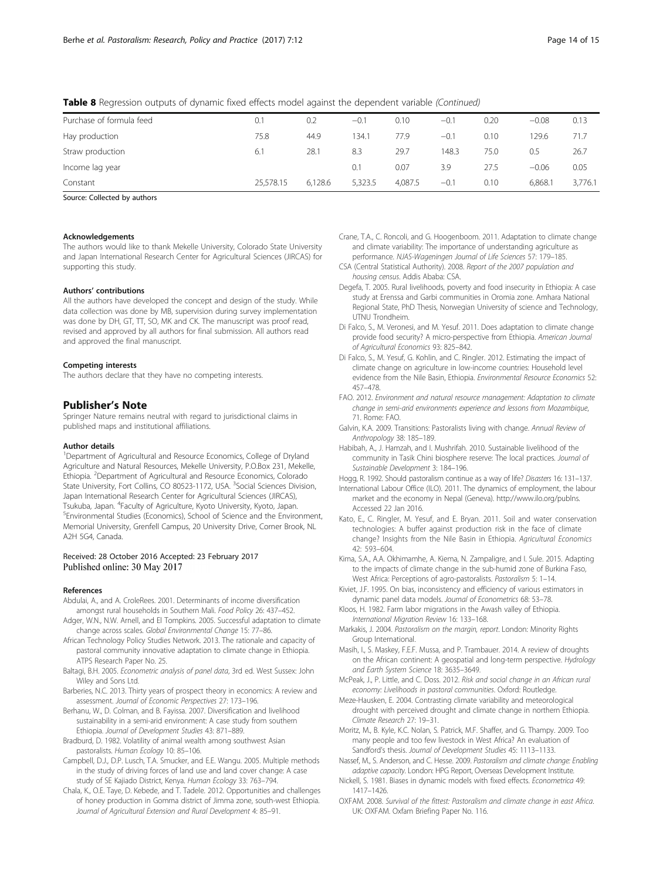**Table 8** Regression outputs of dynamic fixed effects model against the dependent variable *(Continued)*

| | | | | | | | | |
|---|---|---|---|---|---|---|---|---|
| Purchase of formula feed | 0.1 | 0.2 | −0.1 | 0.10 | −0.1 | 0.20 | −0.08 | 0.13 |
| Hay production | 75.8 | 44.9 | 134.1 | 77.9 | −0.1 | 0.10 | 129.6 | 71.7 |
| Straw production | 6.1 | 28.1 | 8.3 | 29.7 | 148.3 | 75.0 | 0.5 | 26.7 |
| Income lag year | | | 0.1 | 0.07 | 3.9 | 27.5 | −0.06 | 0.05 |
| Constant | 25,578.15 | 6,128.6 | 5,323.5 | 4,087.5 | −0.1 | 0.10 | 6,868.1 | 3,776.1 |

Source: Collected by authors

#### Acknowledgements

The authors would like to thank Mekelle University, Colorado State University and Japan International Research Center for Agricultural Sciences (JIRCAS) for supporting this study.

#### Authors' contributions

All the authors have developed the concept and design of the study. While data collection was done by MB, supervision during survey implementation was done by DH, GT, TT, SO, MK and CK. The manuscript was proof read, revised and approved by all authors for final submission. All authors read and approved the final manuscript.

#### Competing interests

The authors declare that they have no competing interests.

## Publisher's Note

Springer Nature remains neutral with regard to jurisdictional claims in published maps and institutional affiliations.

#### Author details

[1]Department of Agricultural and Resource Economics, College of Dryland Agriculture and Natural Resources, Mekelle University, P.O.Box 231, Mekelle, Ethiopia. [2]Department of Agricultural and Resource Economics, Colorado State University, Fort Collins, CO 80523-1172, USA. [3]Social Sciences Division, Japan International Research Center for Agricultural Sciences (JIRCAS), Tsukuba, Japan. [4]Faculty of Agriculture, Kyoto University, Kyoto, Japan. [5]Environmental Studies (Economics), School of Science and the Environment, Memorial University, Grenfell Campus, 20 University Drive, Corner Brook, NL A2H 5G4, Canada.

Received: 28 October 2016 Accepted: 23 February 2017
Published online: 30 May 2017

#### References

- Abdulai, A., and A. CroleRees. 2001. Determinants of income diversification amongst rural households in Southern Mali. *Food Policy* 26: 437–452.
- Adger, W.N., N.W. Arnell, and El Tompkins. 2005. Successful adaptation to climate change across scales. *Global Environmental Change* 15: 77–86.
- African Technology Policy Studies Network. 2013. The rationale and capacity of pastoral community innovative adaptation to climate change in Ethiopia. ATPS Research Paper No. 25.
- Baltagi, B.H. 2005. *Econometric analysis of panel data*, 3rd ed. West Sussex: John Wiley and Sons Ltd.
- Barberies, N.C. 2013. Thirty years of prospect theory in economics: A review and assessment. *Journal of Economic Perspectives* 27: 173–196.
- Berhanu, W., D. Colman, and B. Fayissa. 2007. Diversification and livelihood sustainability in a semi-arid environment: A case study from southern Ethiopia. *Journal of Development Studies* 43: 871–889.
- Bradburd, D. 1982. Volatility of animal wealth among southwest Asian pastoralists. *Human Ecology* 10: 85–106.
- Campbell, D.J., D.P. Lusch, T.A. Smucker, and E.E. Wangu. 2005. Multiple methods in the study of driving forces of land use and land cover change: A case study of SE Kajiado District, Kenya. *Human Ecology* 33: 763–794.
- Chala, K., O.E. Taye, D. Kebede, and T. Tadele. 2012. Opportunities and challenges of honey production in Gomma district of Jimma zone, south-west Ethiopia. *Journal of Agricultural Extension and Rural Development* 4: 85–91.
- Crane, T.A., C. Roncoli, and G. Hoogenboom. 2011. Adaptation to climate change and climate variability: The importance of understanding agriculture as performance. *NJAS-Wageningen Journal of Life Sciences* 57: 179–185.
- CSA (Central Statistical Authority). 2008. *Report of the 2007 population and housing census*. Addis Ababa: CSA.
- Degefa, T. 2005. Rural livelihoods, poverty and food insecurity in Ethiopia: A case study at Erenssa and Garbi communities in Oromia zone. Amhara National Regional State, PhD Thesis, Norwegian University of science and Technology, UTNU Trondheim.
- Di Falco, S., M. Veronesi, and M. Yesuf. 2011. Does adaptation to climate change provide food security? A micro-perspective from Ethiopia. *American Journal of Agricultural Economics* 93: 825–842.
- Di Falco, S., M. Yesuf, G. Kohlin, and C. Ringler. 2012. Estimating the impact of climate change on agriculture in low-income countries: Household level evidence from the Nile Basin, Ethiopia. *Environmental Resource Economics* 52: 457–478.
- FAO. 2012. *Environment and natural resource management: Adaptation to climate change in semi-arid environments experience and lessons from Mozambique*, 71. Rome: FAO.
- Galvin, K.A. 2009. Transitions: Pastoralists living with change. *Annual Review of Anthropology* 38: 185–189.
- Habibah, A., J. Hamzah, and I. Mushrifah. 2010. Sustainable livelihood of the community in Tasik Chini biosphere reserve: The local practices. *Journal of Sustainable Development* 3: 184–196.
- Hogg, R. 1992. Should pastoralism continue as a way of life? *Disasters* 16: 131–137.
- International Labour Office (ILO). 2011. The dynamics of employment, the labour market and the economy in Nepal (Geneva). http://www.ilo.org/publns. Accessed 22 Jan 2016.
- Kato, E., C. Ringler, M. Yesuf, and E. Bryan. 2011. Soil and water conservation technologies: A buffer against production risk in the face of climate change? Insights from the Nile Basin in Ethiopia. *Agricultural Economics* 42: 593–604.
- Kima, S.A., A.A. Okhimamhe, A. Kiema, N. Zampaligre, and I. Sule. 2015. Adapting to the impacts of climate change in the sub-humid zone of Burkina Faso, West Africa: Perceptions of agro-pastoralists. *Pastoralism* 5: 1–14.
- Kiviet, J.F. 1995. On bias, inconsistency and efficiency of various estimators in dynamic panel data models. *Journal of Econometrics* 68: 53–78.
- Kloos, H. 1982. Farm labor migrations in the Awash valley of Ethiopia. *International Migration Review* 16: 133–168.
- Markakis, J. 2004. *Pastoralism on the margin, report*. London: Minority Rights Group International.
- Masih, I., S. Maskey, F.E.F. Mussa, and P. Trambauer. 2014. A review of droughts on the African continent: A geospatial and long-term perspective. *Hydrology and Earth System Science* 18: 3635–3649.
- McPeak, J., P. Little, and C. Doss. 2012. *Risk and social change in an African rural economy: Livelihoods in pastoral communities*. Oxford: Routledge.
- Meze-Hausken, E. 2004. Contrasting climate variability and meteorological drought with perceived drought and climate change in northern Ethiopia. *Climate Research* 27: 19–31.
- Moritz, M., B. Kyle, K.C. Nolan, S. Patrick, M.F. Shaffer, and G. Thampy. 2009. Too many people and too few livestock in West Africa? An evaluation of Sandford's thesis. *Journal of Development Studies* 45: 1113–1133.
- Nassef, M., S. Anderson, and C. Hesse. 2009. *Pastoralism and climate change: Enabling adaptive capacity*. London: HPG Report, Overseas Development Institute.
- Nickell, S. 1981. Biases in dynamic models with fixed effects. *Econometrica* 49: 1417–1426.
- OXFAM. 2008. *Survival of the fittest: Pastoralism and climate change in east Africa*. UK: OXFAM. Oxfam Briefing Paper No. 116.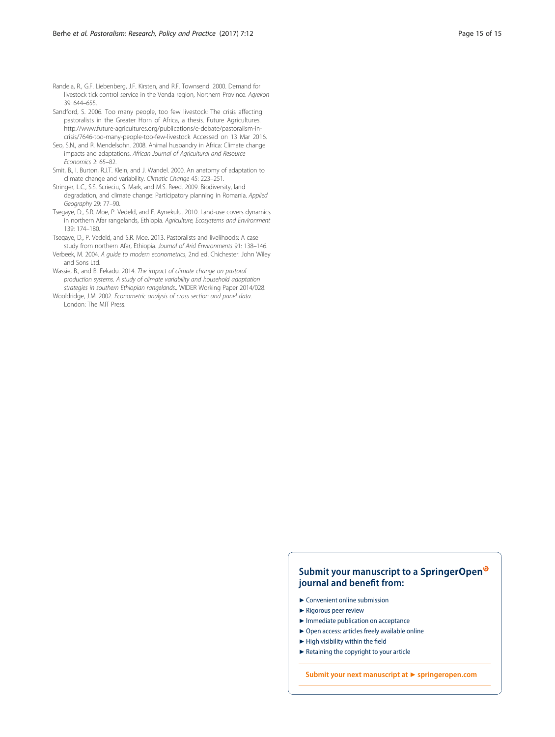Randela, R., G.F. Liebenberg, J.F. Kirsten, and R.F. Townsend. 2000. Demand for livestock tick control service in the Venda region, Northern Province. *Agrekon* 39: 644–655.

Sandford, S. 2006. Too many people, too few livestock: The crisis affecting pastoralists in the Greater Horn of Africa, a thesis. Future Agricultures. http://www.future-agricultures.org/publications/e-debate/pastoralism-in-crisis/7646-too-many-people-too-few-livestock Accessed on 13 Mar 2016.

Seo, S.N., and R. Mendelsohn. 2008. Animal husbandry in Africa: Climate change impacts and adaptations. *African Journal of Agricultural and Resource Economics* 2: 65–82.

Smit, B., I. Burton, R.J.T. Klein, and J. Wandel. 2000. An anatomy of adaptation to climate change and variability. *Climatic Change* 45: 223–251.

Stringer, L.C., S.S. Scrieciu, S. Mark, and M.S. Reed. 2009. Biodiversity, land degradation, and climate change: Participatory planning in Romania. *Applied Geography* 29: 77–90.

Tsegaye, D., S.R. Moe, P. Vedeld, and E. Aynekulu. 2010. Land-use covers dynamics in northern Afar rangelands, Ethiopia. *Agriculture, Ecosystems and Environment* 139: 174–180.

Tsegaye, D., P. Vedeld, and S.R. Moe. 2013. Pastoralists and livelihoods: A case study from northern Afar, Ethiopia. *Journal of Arid Environments* 91: 138–146.

Verbeek, M. 2004. *A guide to modern econometrics*, 2nd ed. Chichester: John Wiley and Sons Ltd.

Wassie, B., and B. Fekadu. 2014. *The impact of climate change on pastoral production systems. A study of climate variability and household adaptation strategies in southern Ethiopian rangelands.*. WIDER Working Paper 2014/028.

Wooldridge, J.M. 2002. *Econometric analysis of cross section and panel data*. London: The MIT Press.

**Submit your manuscript to a SpringerOpen journal and benefit from:**

- ► Convenient online submission
- ► Rigorous peer review
- ► Immediate publication on acceptance
- ► Open access: articles freely available online
- ► High visibility within the field
- ► Retaining the copyright to your article

**Submit your next manuscript at ► springeropen.com**